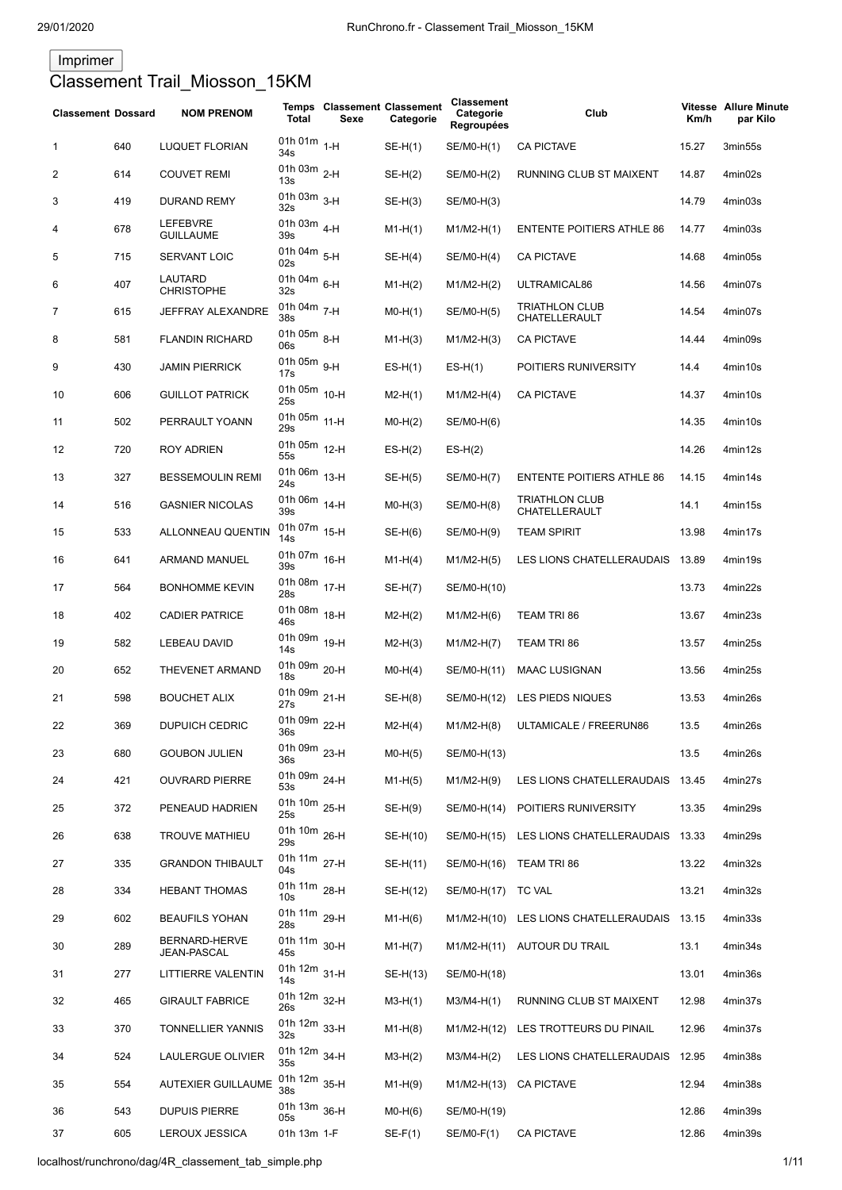Imprimer

# Classement Trail_Miosson_15KM

| Classement | Dossard | NOM PRENOM | Temps Total | Classement Sexe | Classement Categorie | Classement Categorie Regroupées | Club | Vitesse Km/h | Allure Minute par Kilo |
|---|---|---|---|---|---|---|---|---|---|
| 1 | 640 | LUQUET FLORIAN | 01h 01m 34s | 1-H | SE-H(1) | SE/M0-H(1) | CA PICTAVE | 15.27 | 3min55s |
| 2 | 614 | COUVET REMI | 01h 03m 13s | 2-H | SE-H(2) | SE/M0-H(2) | RUNNING CLUB ST MAIXENT | 14.87 | 4min02s |
| 3 | 419 | DURAND REMY | 01h 03m 32s | 3-H | SE-H(3) | SE/M0-H(3) | | 14.79 | 4min03s |
| 4 | 678 | LEFEBVRE GUILLAUME | 01h 03m 39s | 4-H | M1-H(1) | M1/M2-H(1) | ENTENTE POITIERS ATHLE 86 | 14.77 | 4min03s |
| 5 | 715 | SERVANT LOIC | 01h 04m 02s | 5-H | SE-H(4) | SE/M0-H(4) | CA PICTAVE | 14.68 | 4min05s |
| 6 | 407 | LAUTARD CHRISTOPHE | 01h 04m 32s | 6-H | M1-H(2) | M1/M2-H(2) | ULTRAMICAL86 | 14.56 | 4min07s |
| 7 | 615 | JEFFRAY ALEXANDRE | 01h 04m 38s | 7-H | M0-H(1) | SE/M0-H(5) | TRIATHLON CLUB CHATELLERAULT | 14.54 | 4min07s |
| 8 | 581 | FLANDIN RICHARD | 01h 05m 06s | 8-H | M1-H(3) | M1/M2-H(3) | CA PICTAVE | 14.44 | 4min09s |
| 9 | 430 | JAMIN PIERRICK | 01h 05m 17s | 9-H | ES-H(1) | ES-H(1) | POITIERS RUNIVERSITY | 14.4 | 4min10s |
| 10 | 606 | GUILLOT PATRICK | 01h 05m 25s | 10-H | M2-H(1) | M1/M2-H(4) | CA PICTAVE | 14.37 | 4min10s |
| 11 | 502 | PERRAULT YOANN | 01h 05m 29s | 11-H | M0-H(2) | SE/M0-H(6) | | 14.35 | 4min10s |
| 12 | 720 | ROY ADRIEN | 01h 05m 55s | 12-H | ES-H(2) | ES-H(2) | | 14.26 | 4min12s |
| 13 | 327 | BESSEMOULIN REMI | 01h 06m 24s | 13-H | SE-H(5) | SE/M0-H(7) | ENTENTE POITIERS ATHLE 86 | 14.15 | 4min14s |
| 14 | 516 | GASNIER NICOLAS | 01h 06m 39s | 14-H | M0-H(3) | SE/M0-H(8) | TRIATHLON CLUB CHATELLERAULT | 14.1 | 4min15s |
| 15 | 533 | ALLONNEAU QUENTIN | 01h 07m 14s | 15-H | SE-H(6) | SE/M0-H(9) | TEAM SPIRIT | 13.98 | 4min17s |
| 16 | 641 | ARMAND MANUEL | 01h 07m 39s | 16-H | M1-H(4) | M1/M2-H(5) | LES LIONS CHATELLERAUDAIS | 13.89 | 4min19s |
| 17 | 564 | BONHOMME KEVIN | 01h 08m 28s | 17-H | SE-H(7) | SE/M0-H(10) | | 13.73 | 4min22s |
| 18 | 402 | CADIER PATRICE | 01h 08m 46s | 18-H | M2-H(2) | M1/M2-H(6) | TEAM TRI 86 | 13.67 | 4min23s |
| 19 | 582 | LEBEAU DAVID | 01h 09m 14s | 19-H | M2-H(3) | M1/M2-H(7) | TEAM TRI 86 | 13.57 | 4min25s |
| 20 | 652 | THEVENET ARMAND | 01h 09m 18s | 20-H | M0-H(4) | SE/M0-H(11) | MAAC LUSIGNAN | 13.56 | 4min25s |
| 21 | 598 | BOUCHET ALIX | 01h 09m 27s | 21-H | SE-H(8) | SE/M0-H(12) | LES PIEDS NIQUES | 13.53 | 4min26s |
| 22 | 369 | DUPUICH CEDRIC | 01h 09m 36s | 22-H | M2-H(4) | M1/M2-H(8) | ULTAMICALE / FREERUN86 | 13.5 | 4min26s |
| 23 | 680 | GOUBON JULIEN | 01h 09m 36s | 23-H | M0-H(5) | SE/M0-H(13) | | 13.5 | 4min26s |
| 24 | 421 | OUVRARD PIERRE | 01h 09m 53s | 24-H | M1-H(5) | M1/M2-H(9) | LES LIONS CHATELLERAUDAIS | 13.45 | 4min27s |
| 25 | 372 | PENEAUD HADRIEN | 01h 10m 25s | 25-H | SE-H(9) | SE/M0-H(14) | POITIERS RUNIVERSITY | 13.35 | 4min29s |
| 26 | 638 | TROUVE MATHIEU | 01h 10m 29s | 26-H | SE-H(10) | SE/M0-H(15) | LES LIONS CHATELLERAUDAIS | 13.33 | 4min29s |
| 27 | 335 | GRANDON THIBAULT | 01h 11m 04s | 27-H | SE-H(11) | SE/M0-H(16) | TEAM TRI 86 | 13.22 | 4min32s |
| 28 | 334 | HEBANT THOMAS | 01h 11m 10s | 28-H | SE-H(12) | SE/M0-H(17) | TC VAL | 13.21 | 4min32s |
| 29 | 602 | BEAUFILS YOHAN | 01h 11m 28s | 29-H | M1-H(6) | M1/M2-H(10) | LES LIONS CHATELLERAUDAIS | 13.15 | 4min33s |
| 30 | 289 | BERNARD-HERVE JEAN-PASCAL | 01h 11m 45s | 30-H | M1-H(7) | M1/M2-H(11) | AUTOUR DU TRAIL | 13.1 | 4min34s |
| 31 | 277 | LITTIERRE VALENTIN | 01h 12m 14s | 31-H | SE-H(13) | SE/M0-H(18) | | 13.01 | 4min36s |
| 32 | 465 | GIRAULT FABRICE | 01h 12m 26s | 32-H | M3-H(1) | M3/M4-H(1) | RUNNING CLUB ST MAIXENT | 12.98 | 4min37s |
| 33 | 370 | TONNELLIER YANNIS | 01h 12m 32s | 33-H | M1-H(8) | M1/M2-H(12) | LES TROTTEURS DU PINAIL | 12.96 | 4min37s |
| 34 | 524 | LAULERGUE OLIVIER | 01h 12m 35s | 34-H | M3-H(2) | M3/M4-H(2) | LES LIONS CHATELLERAUDAIS | 12.95 | 4min38s |
| 35 | 554 | AUTEXIER GUILLAUME | 01h 12m 38s | 35-H | M1-H(9) | M1/M2-H(13) | CA PICTAVE | 12.94 | 4min38s |
| 36 | 543 | DUPUIS PIERRE | 01h 13m 05s | 36-H | M0-H(6) | SE/M0-H(19) | | 12.86 | 4min39s |
| 37 | 605 | LEROUX JESSICA | 01h 13m | 1-F | SE-F(1) | SE/M0-F(1) | CA PICTAVE | 12.86 | 4min39s |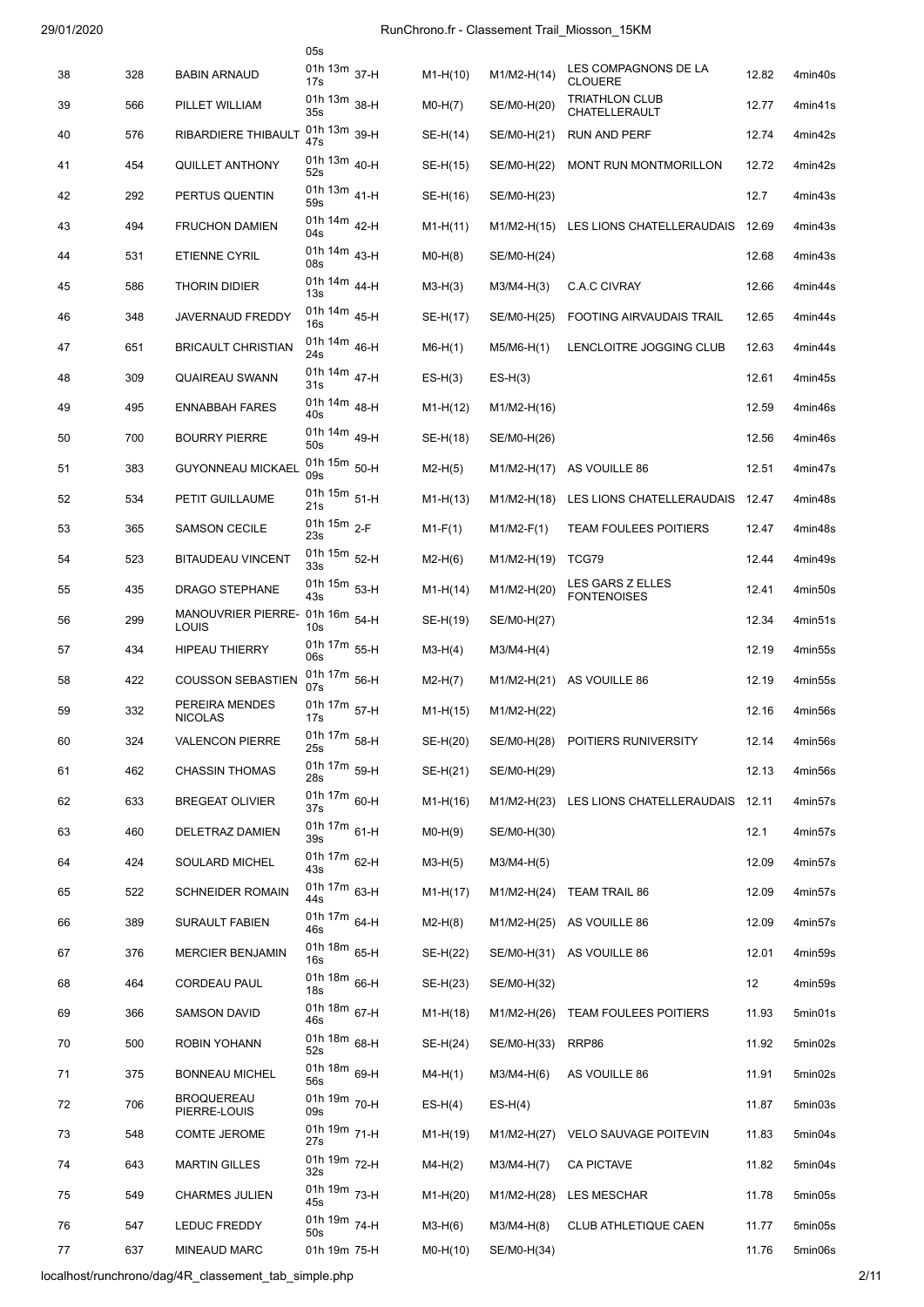|  |  |  | 05s |  |  |  |  |  |
|---|---|---|---|---|---|---|---|---|
| 38 | 328 | BABIN ARNAUD | 01h 13m 17s | 37-H | M1-H(10) | M1/M2-H(14) | LES COMPAGNONS DE LA CLOUERE | 12.82 | 4min40s |
| 39 | 566 | PILLET WILLIAM | 01h 13m 35s | 38-H | M0-H(7) | SE/M0-H(20) | TRIATHLON CLUB CHATELLERAULT | 12.77 | 4min41s |
| 40 | 576 | RIBARDIERE THIBAULT | 01h 13m 47s | 39-H | SE-H(14) | SE/M0-H(21) | RUN AND PERF | 12.74 | 4min42s |
| 41 | 454 | QUILLET ANTHONY | 01h 13m 52s | 40-H | SE-H(15) | SE/M0-H(22) | MONT RUN MONTMORILLON | 12.72 | 4min42s |
| 42 | 292 | PERTUS QUENTIN | 01h 13m 59s | 41-H | SE-H(16) | SE/M0-H(23) |  | 12.7 | 4min43s |
| 43 | 494 | FRUCHON DAMIEN | 01h 14m 04s | 42-H | M1-H(11) | M1/M2-H(15) | LES LIONS CHATELLERAUDAIS | 12.69 | 4min43s |
| 44 | 531 | ETIENNE CYRIL | 01h 14m 08s | 43-H | M0-H(8) | SE/M0-H(24) |  | 12.68 | 4min43s |
| 45 | 586 | THORIN DIDIER | 01h 14m 13s | 44-H | M3-H(3) | M3/M4-H(3) | C.A.C CIVRAY | 12.66 | 4min44s |
| 46 | 348 | JAVERNAUD FREDDY | 01h 14m 16s | 45-H | SE-H(17) | SE/M0-H(25) | FOOTING AIRVAUDAIS TRAIL | 12.65 | 4min44s |
| 47 | 651 | BRICAULT CHRISTIAN | 01h 14m 24s | 46-H | M6-H(1) | M5/M6-H(1) | LENCLOITRE JOGGING CLUB | 12.63 | 4min44s |
| 48 | 309 | QUAIREAU SWANN | 01h 14m 31s | 47-H | ES-H(3) | ES-H(3) |  | 12.61 | 4min45s |
| 49 | 495 | ENNABBAH FARES | 01h 14m 40s | 48-H | M1-H(12) | M1/M2-H(16) |  | 12.59 | 4min46s |
| 50 | 700 | BOURRY PIERRE | 01h 14m 50s | 49-H | SE-H(18) | SE/M0-H(26) |  | 12.56 | 4min46s |
| 51 | 383 | GUYONNEAU MICKAEL | 01h 15m 09s | 50-H | M2-H(5) | M1/M2-H(17) | AS VOUILLE 86 | 12.51 | 4min47s |
| 52 | 534 | PETIT GUILLAUME | 01h 15m 21s | 51-H | M1-H(13) | M1/M2-H(18) | LES LIONS CHATELLERAUDAIS | 12.47 | 4min48s |
| 53 | 365 | SAMSON CECILE | 01h 15m 23s | 2-F | M1-F(1) | M1/M2-F(1) | TEAM FOULEES POITIERS | 12.47 | 4min48s |
| 54 | 523 | BITAUDEAU VINCENT | 01h 15m 33s | 52-H | M2-H(6) | M1/M2-H(19) | TCG79 | 12.44 | 4min49s |
| 55 | 435 | DRAGO STEPHANE | 01h 15m 43s | 53-H | M1-H(14) | M1/M2-H(20) | LES GARS Z ELLES FONTENOISES | 12.41 | 4min50s |
| 56 | 299 | MANOUVRIER PIERRE-LOUIS | 01h 16m 10s | 54-H | SE-H(19) | SE/M0-H(27) |  | 12.34 | 4min51s |
| 57 | 434 | HIPEAU THIERRY | 01h 17m 06s | 55-H | M3-H(4) | M3/M4-H(4) |  | 12.19 | 4min55s |
| 58 | 422 | COUSSON SEBASTIEN | 01h 17m 07s | 56-H | M2-H(7) | M1/M2-H(21) | AS VOUILLE 86 | 12.19 | 4min55s |
| 59 | 332 | PEREIRA MENDES NICOLAS | 01h 17m 17s | 57-H | M1-H(15) | M1/M2-H(22) |  | 12.16 | 4min56s |
| 60 | 324 | VALENCON PIERRE | 01h 17m 25s | 58-H | SE-H(20) | SE/M0-H(28) | POITIERS RUNIVERSITY | 12.14 | 4min56s |
| 61 | 462 | CHASSIN THOMAS | 01h 17m 28s | 59-H | SE-H(21) | SE/M0-H(29) |  | 12.13 | 4min56s |
| 62 | 633 | BREGEAT OLIVIER | 01h 17m 37s | 60-H | M1-H(16) | M1/M2-H(23) | LES LIONS CHATELLERAUDAIS | 12.11 | 4min57s |
| 63 | 460 | DELETRAZ DAMIEN | 01h 17m 39s | 61-H | M0-H(9) | SE/M0-H(30) |  | 12.1 | 4min57s |
| 64 | 424 | SOULARD MICHEL | 01h 17m 43s | 62-H | M3-H(5) | M3/M4-H(5) |  | 12.09 | 4min57s |
| 65 | 522 | SCHNEIDER ROMAIN | 01h 17m 44s | 63-H | M1-H(17) | M1/M2-H(24) | TEAM TRAIL 86 | 12.09 | 4min57s |
| 66 | 389 | SURAULT FABIEN | 01h 17m 46s | 64-H | M2-H(8) | M1/M2-H(25) | AS VOUILLE 86 | 12.09 | 4min57s |
| 67 | 376 | MERCIER BENJAMIN | 01h 18m 16s | 65-H | SE-H(22) | SE/M0-H(31) | AS VOUILLE 86 | 12.01 | 4min59s |
| 68 | 464 | CORDEAU PAUL | 01h 18m 18s | 66-H | SE-H(23) | SE/M0-H(32) |  | 12 | 4min59s |
| 69 | 366 | SAMSON DAVID | 01h 18m 46s | 67-H | M1-H(18) | M1/M2-H(26) | TEAM FOULEES POITIERS | 11.93 | 5min01s |
| 70 | 500 | ROBIN YOHANN | 01h 18m 52s | 68-H | SE-H(24) | SE/M0-H(33) | RRP86 | 11.92 | 5min02s |
| 71 | 375 | BONNEAU MICHEL | 01h 18m 56s | 69-H | M4-H(1) | M3/M4-H(6) | AS VOUILLE 86 | 11.91 | 5min02s |
| 72 | 706 | BROQUEREAU PIERRE-LOUIS | 01h 19m 09s | 70-H | ES-H(4) | ES-H(4) |  | 11.87 | 5min03s |
| 73 | 548 | COMTE JEROME | 01h 19m 27s | 71-H | M1-H(19) | M1/M2-H(27) | VELO SAUVAGE POITEVIN | 11.83 | 5min04s |
| 74 | 643 | MARTIN GILLES | 01h 19m 32s | 72-H | M4-H(2) | M3/M4-H(7) | CA PICTAVE | 11.82 | 5min04s |
| 75 | 549 | CHARMES JULIEN | 01h 19m 45s | 73-H | M1-H(20) | M1/M2-H(28) | LES MESCHAR | 11.78 | 5min05s |
| 76 | 547 | LEDUC FREDDY | 01h 19m 50s | 74-H | M3-H(6) | M3/M4-H(8) | CLUB ATHLETIQUE CAEN | 11.77 | 5min05s |
| 77 | 637 | MINEAUD MARC | 01h 19m | 75-H | M0-H(10) | SE/M0-H(34) |  | 11.76 | 5min06s |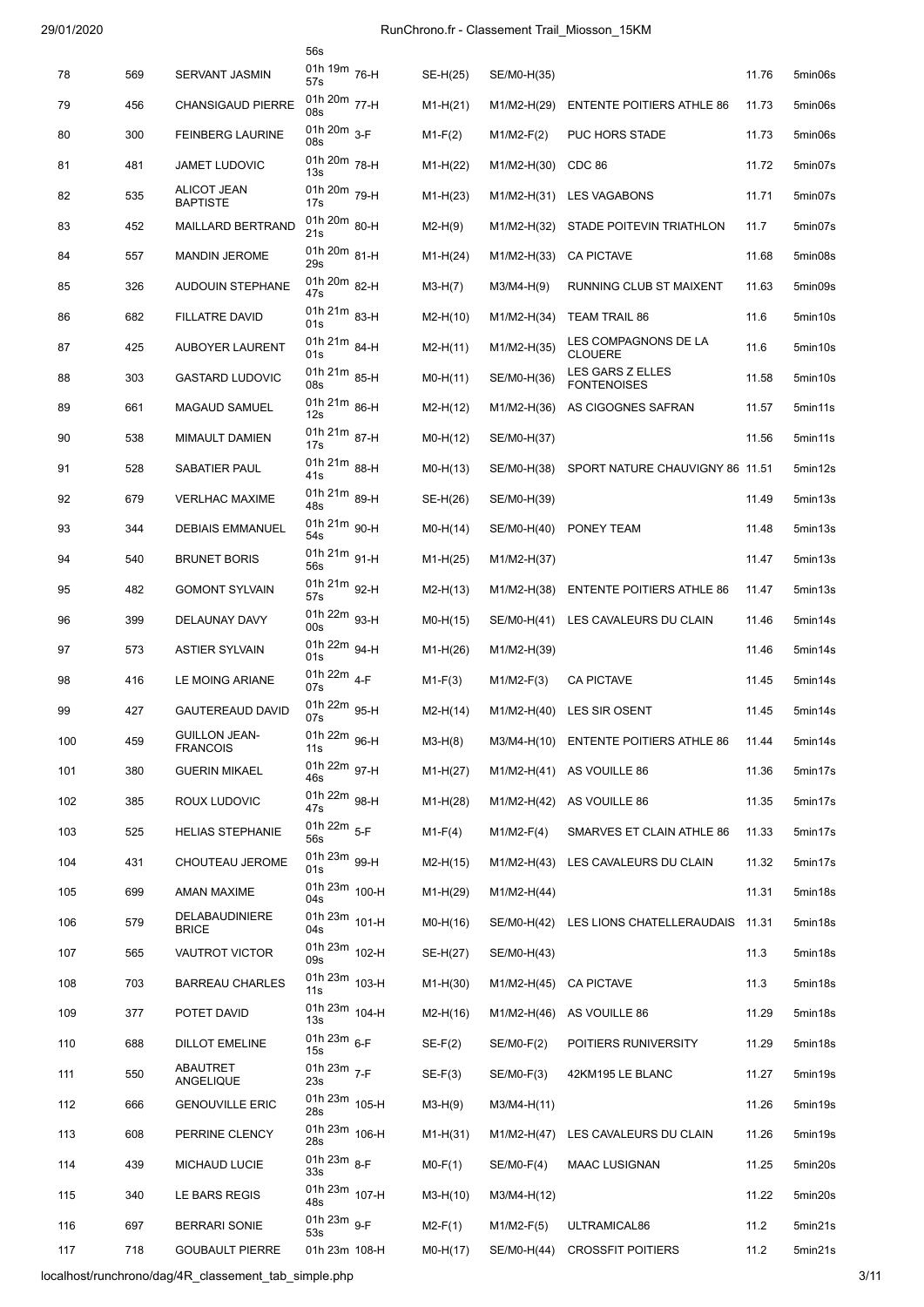56s

| | | | | | | | | | |
|---|---|---|---|---|---|---|---|---|---|
| 78 | 569 | SERVANT JASMIN | 01h 19m 57s | 76-H | SE-H(25) | SE/M0-H(35) | | 11.76 | 5min06s |
| 79 | 456 | CHANSIGAUD PIERRE | 01h 20m 08s | 77-H | M1-H(21) | M1/M2-H(29) | ENTENTE POITIERS ATHLE 86 | 11.73 | 5min06s |
| 80 | 300 | FEINBERG LAURINE | 01h 20m 08s | 3-F | M1-F(2) | M1/M2-F(2) | PUC HORS STADE | 11.73 | 5min06s |
| 81 | 481 | JAMET LUDOVIC | 01h 20m 13s | 78-H | M1-H(22) | M1/M2-H(30) | CDC 86 | 11.72 | 5min07s |
| 82 | 535 | ALICOT JEAN BAPTISTE | 01h 20m 17s | 79-H | M1-H(23) | M1/M2-H(31) | LES VAGABONS | 11.71 | 5min07s |
| 83 | 452 | MAILLARD BERTRAND | 01h 20m 21s | 80-H | M2-H(9) | M1/M2-H(32) | STADE POITEVIN TRIATHLON | 11.7 | 5min07s |
| 84 | 557 | MANDIN JEROME | 01h 20m 29s | 81-H | M1-H(24) | M1/M2-H(33) | CA PICTAVE | 11.68 | 5min08s |
| 85 | 326 | AUDOUIN STEPHANE | 01h 20m 47s | 82-H | M3-H(7) | M3/M4-H(9) | RUNNING CLUB ST MAIXENT | 11.63 | 5min09s |
| 86 | 682 | FILLATRE DAVID | 01h 21m 01s | 83-H | M2-H(10) | M1/M2-H(34) | TEAM TRAIL 86 | 11.6 | 5min10s |
| 87 | 425 | AUBOYER LAURENT | 01h 21m 01s | 84-H | M2-H(11) | M1/M2-H(35) | LES COMPAGNONS DE LA CLOUERE | 11.6 | 5min10s |
| 88 | 303 | GASTARD LUDOVIC | 01h 21m 08s | 85-H | M0-H(11) | SE/M0-H(36) | LES GARS Z ELLES FONTENOISES | 11.58 | 5min10s |
| 89 | 661 | MAGAUD SAMUEL | 01h 21m 12s | 86-H | M2-H(12) | M1/M2-H(36) | AS CIGOGNES SAFRAN | 11.57 | 5min11s |
| 90 | 538 | MIMAULT DAMIEN | 01h 21m 17s | 87-H | M0-H(12) | SE/M0-H(37) | | 11.56 | 5min11s |
| 91 | 528 | SABATIER PAUL | 01h 21m 41s | 88-H | M0-H(13) | SE/M0-H(38) | SPORT NATURE CHAUVIGNY 86 | 11.51 | 5min12s |
| 92 | 679 | VERLHAC MAXIME | 01h 21m 48s | 89-H | SE-H(26) | SE/M0-H(39) | | 11.49 | 5min13s |
| 93 | 344 | DEBIAIS EMMANUEL | 01h 21m 54s | 90-H | M0-H(14) | SE/M0-H(40) | PONEY TEAM | 11.48 | 5min13s |
| 94 | 540 | BRUNET BORIS | 01h 21m 56s | 91-H | M1-H(25) | M1/M2-H(37) | | 11.47 | 5min13s |
| 95 | 482 | GOMONT SYLVAIN | 01h 21m 57s | 92-H | M2-H(13) | M1/M2-H(38) | ENTENTE POITIERS ATHLE 86 | 11.47 | 5min13s |
| 96 | 399 | DELAUNAY DAVY | 01h 22m 00s | 93-H | M0-H(15) | SE/M0-H(41) | LES CAVALEURS DU CLAIN | 11.46 | 5min14s |
| 97 | 573 | ASTIER SYLVAIN | 01h 22m 01s | 94-H | M1-H(26) | M1/M2-H(39) | | 11.46 | 5min14s |
| 98 | 416 | LE MOING ARIANE | 01h 22m 07s | 4-F | M1-F(3) | M1/M2-F(3) | CA PICTAVE | 11.45 | 5min14s |
| 99 | 427 | GAUTEREAUD DAVID | 01h 22m 07s | 95-H | M2-H(14) | M1/M2-H(40) | LES SIR OSENT | 11.45 | 5min14s |
| 100 | 459 | GUILLON JEAN-FRANCOIS | 01h 22m 11s | 96-H | M3-H(8) | M3/M4-H(10) | ENTENTE POITIERS ATHLE 86 | 11.44 | 5min14s |
| 101 | 380 | GUERIN MIKAEL | 01h 22m 46s | 97-H | M1-H(27) | M1/M2-H(41) | AS VOUILLE 86 | 11.36 | 5min17s |
| 102 | 385 | ROUX LUDOVIC | 01h 22m 47s | 98-H | M1-H(28) | M1/M2-H(42) | AS VOUILLE 86 | 11.35 | 5min17s |
| 103 | 525 | HELIAS STEPHANIE | 01h 22m 56s | 5-F | M1-F(4) | M1/M2-F(4) | SMARVES ET CLAIN ATHLE 86 | 11.33 | 5min17s |
| 104 | 431 | CHOUTEAU JEROME | 01h 23m 01s | 99-H | M2-H(15) | M1/M2-H(43) | LES CAVALEURS DU CLAIN | 11.32 | 5min17s |
| 105 | 699 | AMAN MAXIME | 01h 23m 04s | 100-H | M1-H(29) | M1/M2-H(44) | | 11.31 | 5min18s |
| 106 | 579 | DELABAUDINIERE BRICE | 01h 23m 04s | 101-H | M0-H(16) | SE/M0-H(42) | LES LIONS CHATELLERAUDAIS | 11.31 | 5min18s |
| 107 | 565 | VAUTROT VICTOR | 01h 23m 09s | 102-H | SE-H(27) | SE/M0-H(43) | | 11.3 | 5min18s |
| 108 | 703 | BARREAU CHARLES | 01h 23m 11s | 103-H | M1-H(30) | M1/M2-H(45) | CA PICTAVE | 11.3 | 5min18s |
| 109 | 377 | POTET DAVID | 01h 23m 13s | 104-H | M2-H(16) | M1/M2-H(46) | AS VOUILLE 86 | 11.29 | 5min18s |
| 110 | 688 | DILLOT EMELINE | 01h 23m 15s | 6-F | SE-F(2) | SE/M0-F(2) | POITIERS RUNIVERSITY | 11.29 | 5min18s |
| 111 | 550 | ABAUTRET ANGELIQUE | 01h 23m 23s | 7-F | SE-F(3) | SE/M0-F(3) | 42KM195 LE BLANC | 11.27 | 5min19s |
| 112 | 666 | GENOUVILLE ERIC | 01h 23m 28s | 105-H | M3-H(9) | M3/M4-H(11) | | 11.26 | 5min19s |
| 113 | 608 | PERRINE CLENCY | 01h 23m 28s | 106-H | M1-H(31) | M1/M2-H(47) | LES CAVALEURS DU CLAIN | 11.26 | 5min19s |
| 114 | 439 | MICHAUD LUCIE | 01h 23m 33s | 8-F | M0-F(1) | SE/M0-F(4) | MAAC LUSIGNAN | 11.25 | 5min20s |
| 115 | 340 | LE BARS REGIS | 01h 23m 48s | 107-H | M3-H(10) | M3/M4-H(12) | | 11.22 | 5min20s |
| 116 | 697 | BERRARI SONIE | 01h 23m 53s | 9-F | M2-F(1) | M1/M2-F(5) | ULTRAMICAL86 | 11.2 | 5min21s |
| 117 | 718 | GOUBAULT PIERRE | 01h 23m | 108-H | M0-H(17) | SE/M0-H(44) | CROSSFIT POITIERS | 11.2 | 5min21s |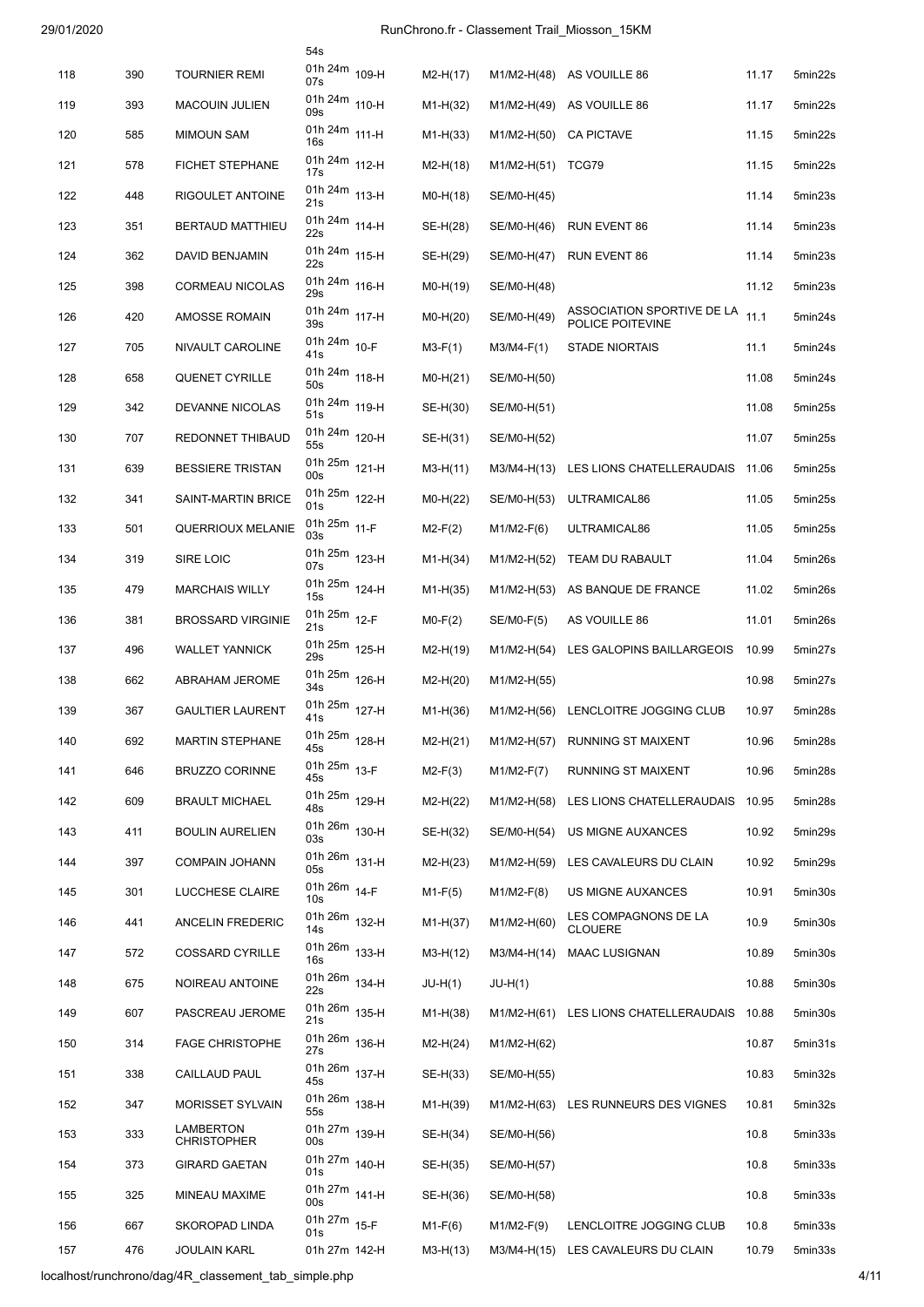| | | | 54s | | | | | | |
|---|---|---|---|---|---|---|---|---|---|
| 118 | 390 | TOURNIER REMI | 01h 24m 07s | 109-H | M2-H(17) | M1/M2-H(48) | AS VOUILLE 86 | 11.17 | 5min22s |
| 119 | 393 | MACOUIN JULIEN | 01h 24m 09s | 110-H | M1-H(32) | M1/M2-H(49) | AS VOUILLE 86 | 11.17 | 5min22s |
| 120 | 585 | MIMOUN SAM | 01h 24m 16s | 111-H | M1-H(33) | M1/M2-H(50) | CA PICTAVE | 11.15 | 5min22s |
| 121 | 578 | FICHET STEPHANE | 01h 24m 17s | 112-H | M2-H(18) | M1/M2-H(51) | TCG79 | 11.15 | 5min22s |
| 122 | 448 | RIGOULET ANTOINE | 01h 24m 21s | 113-H | M0-H(18) | SE/M0-H(45) | | 11.14 | 5min23s |
| 123 | 351 | BERTAUD MATTHIEU | 01h 24m 22s | 114-H | SE-H(28) | SE/M0-H(46) | RUN EVENT 86 | 11.14 | 5min23s |
| 124 | 362 | DAVID BENJAMIN | 01h 24m 22s | 115-H | SE-H(29) | SE/M0-H(47) | RUN EVENT 86 | 11.14 | 5min23s |
| 125 | 398 | CORMEAU NICOLAS | 01h 24m 29s | 116-H | M0-H(19) | SE/M0-H(48) | | 11.12 | 5min23s |
| 126 | 420 | AMOSSE ROMAIN | 01h 24m 39s | 117-H | M0-H(20) | SE/M0-H(49) | ASSOCIATION SPORTIVE DE LA POLICE POITEVINE | 11.1 | 5min24s |
| 127 | 705 | NIVAULT CAROLINE | 01h 24m 41s | 10-F | M3-F(1) | M3/M4-F(1) | STADE NIORTAIS | 11.1 | 5min24s |
| 128 | 658 | QUENET CYRILLE | 01h 24m 50s | 118-H | M0-H(21) | SE/M0-H(50) | | 11.08 | 5min24s |
| 129 | 342 | DEVANNE NICOLAS | 01h 24m 51s | 119-H | SE-H(30) | SE/M0-H(51) | | 11.08 | 5min25s |
| 130 | 707 | REDONNET THIBAUD | 01h 24m 55s | 120-H | SE-H(31) | SE/M0-H(52) | | 11.07 | 5min25s |
| 131 | 639 | BESSIERE TRISTAN | 01h 25m 00s | 121-H | M3-H(11) | M3/M4-H(13) | LES LIONS CHATELLERAUDAIS | 11.06 | 5min25s |
| 132 | 341 | SAINT-MARTIN BRICE | 01h 25m 01s | 122-H | M0-H(22) | SE/M0-H(53) | ULTRAMICAL86 | 11.05 | 5min25s |
| 133 | 501 | QUERRIOUX MELANIE | 01h 25m 03s | 11-F | M2-F(2) | M1/M2-F(6) | ULTRAMICAL86 | 11.05 | 5min25s |
| 134 | 319 | SIRE LOIC | 01h 25m 07s | 123-H | M1-H(34) | M1/M2-H(52) | TEAM DU RABAULT | 11.04 | 5min26s |
| 135 | 479 | MARCHAIS WILLY | 01h 25m 15s | 124-H | M1-H(35) | M1/M2-H(53) | AS BANQUE DE FRANCE | 11.02 | 5min26s |
| 136 | 381 | BROSSARD VIRGINIE | 01h 25m 21s | 12-F | M0-F(2) | SE/M0-F(5) | AS VOUILLE 86 | 11.01 | 5min26s |
| 137 | 496 | WALLET YANNICK | 01h 25m 29s | 125-H | M2-H(19) | M1/M2-H(54) | LES GALOPINS BAILLARGEOIS | 10.99 | 5min27s |
| 138 | 662 | ABRAHAM JEROME | 01h 25m 34s | 126-H | M2-H(20) | M1/M2-H(55) | | 10.98 | 5min27s |
| 139 | 367 | GAULTIER LAURENT | 01h 25m 41s | 127-H | M1-H(36) | M1/M2-H(56) | LENCLOITRE JOGGING CLUB | 10.97 | 5min28s |
| 140 | 692 | MARTIN STEPHANE | 01h 25m 45s | 128-H | M2-H(21) | M1/M2-H(57) | RUNNING ST MAIXENT | 10.96 | 5min28s |
| 141 | 646 | BRUZZO CORINNE | 01h 25m 45s | 13-F | M2-F(3) | M1/M2-F(7) | RUNNING ST MAIXENT | 10.96 | 5min28s |
| 142 | 609 | BRAULT MICHAEL | 01h 25m 48s | 129-H | M2-H(22) | M1/M2-H(58) | LES LIONS CHATELLERAUDAIS | 10.95 | 5min28s |
| 143 | 411 | BOULIN AURELIEN | 01h 26m 03s | 130-H | SE-H(32) | SE/M0-H(54) | US MIGNE AUXANCES | 10.92 | 5min29s |
| 144 | 397 | COMPAIN JOHANN | 01h 26m 05s | 131-H | M2-H(23) | M1/M2-H(59) | LES CAVALEURS DU CLAIN | 10.92 | 5min29s |
| 145 | 301 | LUCCHESE CLAIRE | 01h 26m 10s | 14-F | M1-F(5) | M1/M2-F(8) | US MIGNE AUXANCES | 10.91 | 5min30s |
| 146 | 441 | ANCELIN FREDERIC | 01h 26m 14s | 132-H | M1-H(37) | M1/M2-H(60) | LES COMPAGNONS DE LA CLOUERE | 10.9 | 5min30s |
| 147 | 572 | COSSARD CYRILLE | 01h 26m 16s | 133-H | M3-H(12) | M3/M4-H(14) | MAAC LUSIGNAN | 10.89 | 5min30s |
| 148 | 675 | NOIREAU ANTOINE | 01h 26m 22s | 134-H | JU-H(1) | JU-H(1) | | 10.88 | 5min30s |
| 149 | 607 | PASCREAU JEROME | 01h 26m 21s | 135-H | M1-H(38) | M1/M2-H(61) | LES LIONS CHATELLERAUDAIS | 10.88 | 5min30s |
| 150 | 314 | FAGE CHRISTOPHE | 01h 26m 27s | 136-H | M2-H(24) | M1/M2-H(62) | | 10.87 | 5min31s |
| 151 | 338 | CAILLAUD PAUL | 01h 26m 45s | 137-H | SE-H(33) | SE/M0-H(55) | | 10.83 | 5min32s |
| 152 | 347 | MORISSET SYLVAIN | 01h 26m 55s | 138-H | M1-H(39) | M1/M2-H(63) | LES RUNNEURS DES VIGNES | 10.81 | 5min32s |
| 153 | 333 | LAMBERTON CHRISTOPHER | 01h 27m 00s | 139-H | SE-H(34) | SE/M0-H(56) | | 10.8 | 5min33s |
| 154 | 373 | GIRARD GAETAN | 01h 27m 01s | 140-H | SE-H(35) | SE/M0-H(57) | | 10.8 | 5min33s |
| 155 | 325 | MINEAU MAXIME | 01h 27m 00s | 141-H | SE-H(36) | SE/M0-H(58) | | 10.8 | 5min33s |
| 156 | 667 | SKOROPAD LINDA | 01h 27m 01s | 15-F | M1-F(6) | M1/M2-F(9) | LENCLOITRE JOGGING CLUB | 10.8 | 5min33s |
| 157 | 476 | JOULAIN KARL | 01h 27m | 142-H | M3-H(13) | M3/M4-H(15) | LES CAVALEURS DU CLAIN | 10.79 | 5min33s |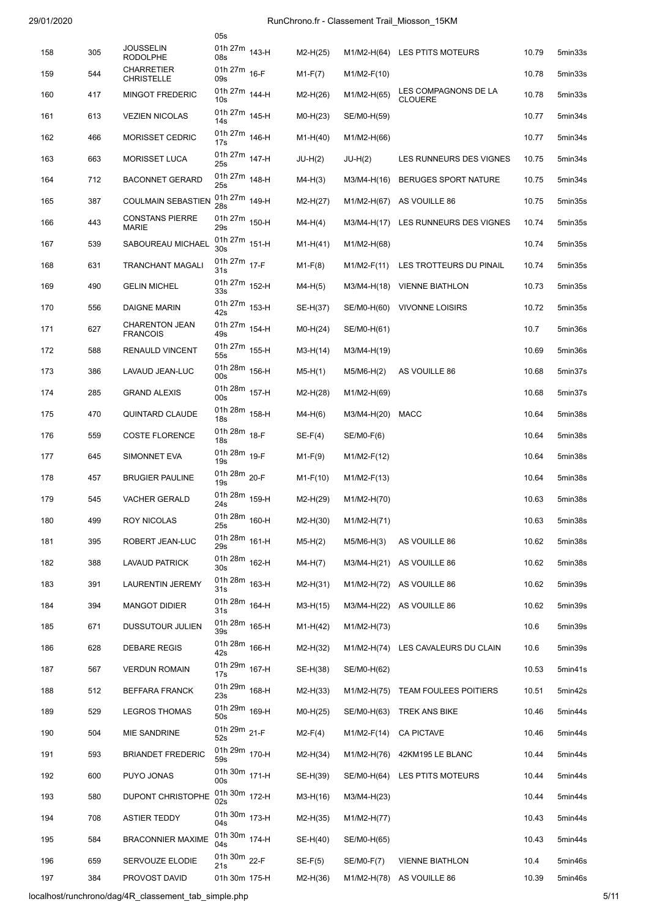| | | | 05s | | | | | | |
|---|---|---|---|---|---|---|---|---|---|
| 158 | 305 | JOUSSELIN RODOLPHE | 01h 27m 08s | 143-H | M2-H(25) | M1/M2-H(64) | LES PTITS MOTEURS | 10.79 | 5min33s |
| 159 | 544 | CHARRETIER CHRISTELLE | 01h 27m 09s | 16-F | M1-F(7) | M1/M2-F(10) | | 10.78 | 5min33s |
| 160 | 417 | MINGOT FREDERIC | 01h 27m 10s | 144-H | M2-H(26) | M1/M2-H(65) | LES COMPAGNONS DE LA CLOUERE | 10.78 | 5min33s |
| 161 | 613 | VEZIEN NICOLAS | 01h 27m 14s | 145-H | M0-H(23) | SE/M0-H(59) | | 10.77 | 5min34s |
| 162 | 466 | MORISSET CEDRIC | 01h 27m 17s | 146-H | M1-H(40) | M1/M2-H(66) | | 10.77 | 5min34s |
| 163 | 663 | MORISSET LUCA | 01h 27m 25s | 147-H | JU-H(2) | JU-H(2) | LES RUNNEURS DES VIGNES | 10.75 | 5min34s |
| 164 | 712 | BACONNET GERARD | 01h 27m 25s | 148-H | M4-H(3) | M3/M4-H(16) | BERUGES SPORT NATURE | 10.75 | 5min34s |
| 165 | 387 | COULMAIN SEBASTIEN | 01h 27m 28s | 149-H | M2-H(27) | M1/M2-H(67) | AS VOUILLE 86 | 10.75 | 5min35s |
| 166 | 443 | CONSTANS PIERRE MARIE | 01h 27m 29s | 150-H | M4-H(4) | M3/M4-H(17) | LES RUNNEURS DES VIGNES | 10.74 | 5min35s |
| 167 | 539 | SABOUREAU MICHAEL | 01h 27m 30s | 151-H | M1-H(41) | M1/M2-H(68) | | 10.74 | 5min35s |
| 168 | 631 | TRANCHANT MAGALI | 01h 27m 31s | 17-F | M1-F(8) | M1/M2-F(11) | LES TROTTEURS DU PINAIL | 10.74 | 5min35s |
| 169 | 490 | GELIN MICHEL | 01h 27m 33s | 152-H | M4-H(5) | M3/M4-H(18) | VIENNE BIATHLON | 10.73 | 5min35s |
| 170 | 556 | DAIGNE MARIN | 01h 27m 42s | 153-H | SE-H(37) | SE/M0-H(60) | VIVONNE LOISIRS | 10.72 | 5min35s |
| 171 | 627 | CHARENTON JEAN FRANCOIS | 01h 27m 49s | 154-H | M0-H(24) | SE/M0-H(61) | | 10.7 | 5min36s |
| 172 | 588 | RENAULD VINCENT | 01h 27m 55s | 155-H | M3-H(14) | M3/M4-H(19) | | 10.69 | 5min36s |
| 173 | 386 | LAVAUD JEAN-LUC | 01h 28m 00s | 156-H | M5-H(1) | M5/M6-H(2) | AS VOUILLE 86 | 10.68 | 5min37s |
| 174 | 285 | GRAND ALEXIS | 01h 28m 00s | 157-H | M2-H(28) | M1/M2-H(69) | | 10.68 | 5min37s |
| 175 | 470 | QUINTARD CLAUDE | 01h 28m 18s | 158-H | M4-H(6) | M3/M4-H(20) | MACC | 10.64 | 5min38s |
| 176 | 559 | COSTE FLORENCE | 01h 28m 18s | 18-F | SE-F(4) | SE/M0-F(6) | | 10.64 | 5min38s |
| 177 | 645 | SIMONNET EVA | 01h 28m 19s | 19-F | M1-F(9) | M1/M2-F(12) | | 10.64 | 5min38s |
| 178 | 457 | BRUGIER PAULINE | 01h 28m 19s | 20-F | M1-F(10) | M1/M2-F(13) | | 10.64 | 5min38s |
| 179 | 545 | VACHER GERALD | 01h 28m 24s | 159-H | M2-H(29) | M1/M2-H(70) | | 10.63 | 5min38s |
| 180 | 499 | ROY NICOLAS | 01h 28m 25s | 160-H | M2-H(30) | M1/M2-H(71) | | 10.63 | 5min38s |
| 181 | 395 | ROBERT JEAN-LUC | 01h 28m 29s | 161-H | M5-H(2) | M5/M6-H(3) | AS VOUILLE 86 | 10.62 | 5min38s |
| 182 | 388 | LAVAUD PATRICK | 01h 28m 30s | 162-H | M4-H(7) | M3/M4-H(21) | AS VOUILLE 86 | 10.62 | 5min38s |
| 183 | 391 | LAURENTIN JEREMY | 01h 28m 31s | 163-H | M2-H(31) | M1/M2-H(72) | AS VOUILLE 86 | 10.62 | 5min39s |
| 184 | 394 | MANGOT DIDIER | 01h 28m 31s | 164-H | M3-H(15) | M3/M4-H(22) | AS VOUILLE 86 | 10.62 | 5min39s |
| 185 | 671 | DUSSUTOUR JULIEN | 01h 28m 39s | 165-H | M1-H(42) | M1/M2-H(73) | | 10.6 | 5min39s |
| 186 | 628 | DEBARE REGIS | 01h 28m 42s | 166-H | M2-H(32) | M1/M2-H(74) | LES CAVALEURS DU CLAIN | 10.6 | 5min39s |
| 187 | 567 | VERDUN ROMAIN | 01h 29m 17s | 167-H | SE-H(38) | SE/M0-H(62) | | 10.53 | 5min41s |
| 188 | 512 | BEFFARA FRANCK | 01h 29m 23s | 168-H | M2-H(33) | M1/M2-H(75) | TEAM FOULEES POITIERS | 10.51 | 5min42s |
| 189 | 529 | LEGROS THOMAS | 01h 29m 50s | 169-H | M0-H(25) | SE/M0-H(63) | TREK ANS BIKE | 10.46 | 5min44s |
| 190 | 504 | MIE SANDRINE | 01h 29m 52s | 21-F | M2-F(4) | M1/M2-F(14) | CA PICTAVE | 10.46 | 5min44s |
| 191 | 593 | BRIANDET FREDERIC | 01h 29m 59s | 170-H | M2-H(34) | M1/M2-H(76) | 42KM195 LE BLANC | 10.44 | 5min44s |
| 192 | 600 | PUYO JONAS | 01h 30m 00s | 171-H | SE-H(39) | SE/M0-H(64) | LES PTITS MOTEURS | 10.44 | 5min44s |
| 193 | 580 | DUPONT CHRISTOPHE | 01h 30m 02s | 172-H | M3-H(16) | M3/M4-H(23) | | 10.44 | 5min44s |
| 194 | 708 | ASTIER TEDDY | 01h 30m 04s | 173-H | M2-H(35) | M1/M2-H(77) | | 10.43 | 5min44s |
| 195 | 584 | BRACONNIER MAXIME | 01h 30m 04s | 174-H | SE-H(40) | SE/M0-H(65) | | 10.43 | 5min44s |
| 196 | 659 | SERVOUZE ELODIE | 01h 30m 21s | 22-F | SE-F(5) | SE/M0-F(7) | VIENNE BIATHLON | 10.4 | 5min46s |
| 197 | 384 | PROVOST DAVID | 01h 30m | 175-H | M2-H(36) | M1/M2-H(78) | AS VOUILLE 86 | 10.39 | 5min46s |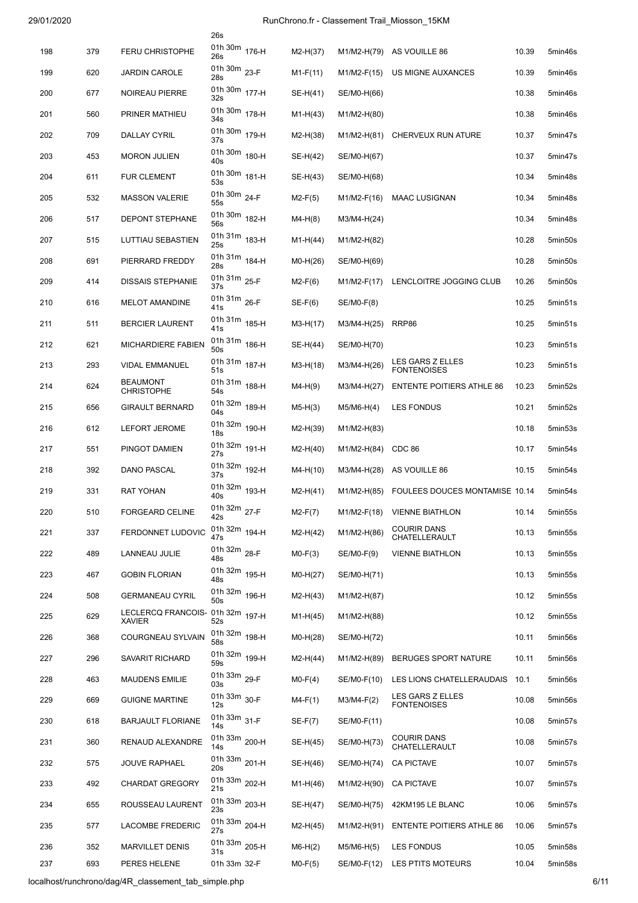| | | | | | | | | | |
|---|---|---|---|---|---|---|---|---|---|
| | | | 26s | | | | | | |
| 198 | 379 | FERU CHRISTOPHE | 01h 30m 26s | 176-H | M2-H(37) | M1/M2-H(79) | AS VOUILLE 86 | 10.39 | 5min46s |
| 199 | 620 | JARDIN CAROLE | 01h 30m 28s | 23-F | M1-F(11) | M1/M2-F(15) | US MIGNE AUXANCES | 10.39 | 5min46s |
| 200 | 677 | NOIREAU PIERRE | 01h 30m 32s | 177-H | SE-H(41) | SE/M0-H(66) | | 10.38 | 5min46s |
| 201 | 560 | PRINER MATHIEU | 01h 30m 34s | 178-H | M1-H(43) | M1/M2-H(80) | | 10.38 | 5min46s |
| 202 | 709 | DALLAY CYRIL | 01h 30m 37s | 179-H | M2-H(38) | M1/M2-H(81) | CHERVEUX RUN ATURE | 10.37 | 5min47s |
| 203 | 453 | MORON JULIEN | 01h 30m 40s | 180-H | SE-H(42) | SE/M0-H(67) | | 10.37 | 5min47s |
| 204 | 611 | FUR CLEMENT | 01h 30m 53s | 181-H | SE-H(43) | SE/M0-H(68) | | 10.34 | 5min48s |
| 205 | 532 | MASSON VALERIE | 01h 30m 55s | 24-F | M2-F(5) | M1/M2-F(16) | MAAC LUSIGNAN | 10.34 | 5min48s |
| 206 | 517 | DEPONT STEPHANE | 01h 30m 56s | 182-H | M4-H(8) | M3/M4-H(24) | | 10.34 | 5min48s |
| 207 | 515 | LUTTIAU SEBASTIEN | 01h 31m 25s | 183-H | M1-H(44) | M1/M2-H(82) | | 10.28 | 5min50s |
| 208 | 691 | PIERRARD FREDDY | 01h 31m 28s | 184-H | M0-H(26) | SE/M0-H(69) | | 10.28 | 5min50s |
| 209 | 414 | DISSAIS STEPHANIE | 01h 31m 37s | 25-F | M2-F(6) | M1/M2-F(17) | LENCLOITRE JOGGING CLUB | 10.26 | 5min50s |
| 210 | 616 | MELOT AMANDINE | 01h 31m 41s | 26-F | SE-F(6) | SE/M0-F(8) | | 10.25 | 5min51s |
| 211 | 511 | BERCIER LAURENT | 01h 31m 41s | 185-H | M3-H(17) | M3/M4-H(25) | RRP86 | 10.25 | 5min51s |
| 212 | 621 | MICHARDIERE FABIEN | 01h 31m 50s | 186-H | SE-H(44) | SE/M0-H(70) | | 10.23 | 5min51s |
| 213 | 293 | VIDAL EMMANUEL | 01h 31m 51s | 187-H | M3-H(18) | M3/M4-H(26) | LES GARS Z ELLES FONTENOISES | 10.23 | 5min51s |
| 214 | 624 | BEAUMONT CHRISTOPHE | 01h 31m 54s | 188-H | M4-H(9) | M3/M4-H(27) | ENTENTE POITIERS ATHLE 86 | 10.23 | 5min52s |
| 215 | 656 | GIRAULT BERNARD | 01h 32m 04s | 189-H | M5-H(3) | M5/M6-H(4) | LES FONDUS | 10.21 | 5min52s |
| 216 | 612 | LEFORT JEROME | 01h 32m 18s | 190-H | M2-H(39) | M1/M2-H(83) | | 10.18 | 5min53s |
| 217 | 551 | PINGOT DAMIEN | 01h 32m 27s | 191-H | M2-H(40) | M1/M2-H(84) | CDC 86 | 10.17 | 5min54s |
| 218 | 392 | DANO PASCAL | 01h 32m 37s | 192-H | M4-H(10) | M3/M4-H(28) | AS VOUILLE 86 | 10.15 | 5min54s |
| 219 | 331 | RAT YOHAN | 01h 32m 40s | 193-H | M2-H(41) | M1/M2-H(85) | FOULEES DOUCES MONTAMISE | 10.14 | 5min54s |
| 220 | 510 | FORGEARD CELINE | 01h 32m 42s | 27-F | M2-F(7) | M1/M2-F(18) | VIENNE BIATHLON | 10.14 | 5min55s |
| 221 | 337 | FERDONNET LUDOVIC | 01h 32m 47s | 194-H | M2-H(42) | M1/M2-H(86) | COURIR DANS CHATELLERAULT | 10.13 | 5min55s |
| 222 | 489 | LANNEAU JULIE | 01h 32m 48s | 28-F | M0-F(3) | SE/M0-F(9) | VIENNE BIATHLON | 10.13 | 5min55s |
| 223 | 467 | GOBIN FLORIAN | 01h 32m 48s | 195-H | M0-H(27) | SE/M0-H(71) | | 10.13 | 5min55s |
| 224 | 508 | GERMANEAU CYRIL | 01h 32m 50s | 196-H | M2-H(43) | M1/M2-H(87) | | 10.12 | 5min55s |
| 225 | 629 | LECLERCQ FRANCOIS-XAVIER | 01h 32m 52s | 197-H | M1-H(45) | M1/M2-H(88) | | 10.12 | 5min55s |
| 226 | 368 | COURGNEAU SYLVAIN | 01h 32m 58s | 198-H | M0-H(28) | SE/M0-H(72) | | 10.11 | 5min56s |
| 227 | 296 | SAVARIT RICHARD | 01h 32m 59s | 199-H | M2-H(44) | M1/M2-H(89) | BERUGES SPORT NATURE | 10.11 | 5min56s |
| 228 | 463 | MAUDENS EMILIE | 01h 33m 03s | 29-F | M0-F(4) | SE/M0-F(10) | LES LIONS CHATELLERAUDAIS | 10.1 | 5min56s |
| 229 | 669 | GUIGNE MARTINE | 01h 33m 12s | 30-F | M4-F(1) | M3/M4-F(2) | LES GARS Z ELLES FONTENOISES | 10.08 | 5min56s |
| 230 | 618 | BARJAULT FLORIANE | 01h 33m 14s | 31-F | SE-F(7) | SE/M0-F(11) | | 10.08 | 5min57s |
| 231 | 360 | RENAUD ALEXANDRE | 01h 33m 14s | 200-H | SE-H(45) | SE/M0-H(73) | COURIR DANS CHATELLERAULT | 10.08 | 5min57s |
| 232 | 575 | JOUVE RAPHAEL | 01h 33m 20s | 201-H | SE-H(46) | SE/M0-H(74) | CA PICTAVE | 10.07 | 5min57s |
| 233 | 492 | CHARDAT GREGORY | 01h 33m 21s | 202-H | M1-H(46) | M1/M2-H(90) | CA PICTAVE | 10.07 | 5min57s |
| 234 | 655 | ROUSSEAU LAURENT | 01h 33m 23s | 203-H | SE-H(47) | SE/M0-H(75) | 42KM195 LE BLANC | 10.06 | 5min57s |
| 235 | 577 | LACOMBE FREDERIC | 01h 33m 27s | 204-H | M2-H(45) | M1/M2-H(91) | ENTENTE POITIERS ATHLE 86 | 10.06 | 5min57s |
| 236 | 352 | MARVILLET DENIS | 01h 33m 31s | 205-H | M6-H(2) | M5/M6-H(5) | LES FONDUS | 10.05 | 5min58s |
| 237 | 693 | PERES HELENE | 01h 33m | 32-F | M0-F(5) | SE/M0-F(12) | LES PTITS MOTEURS | 10.04 | 5min58s |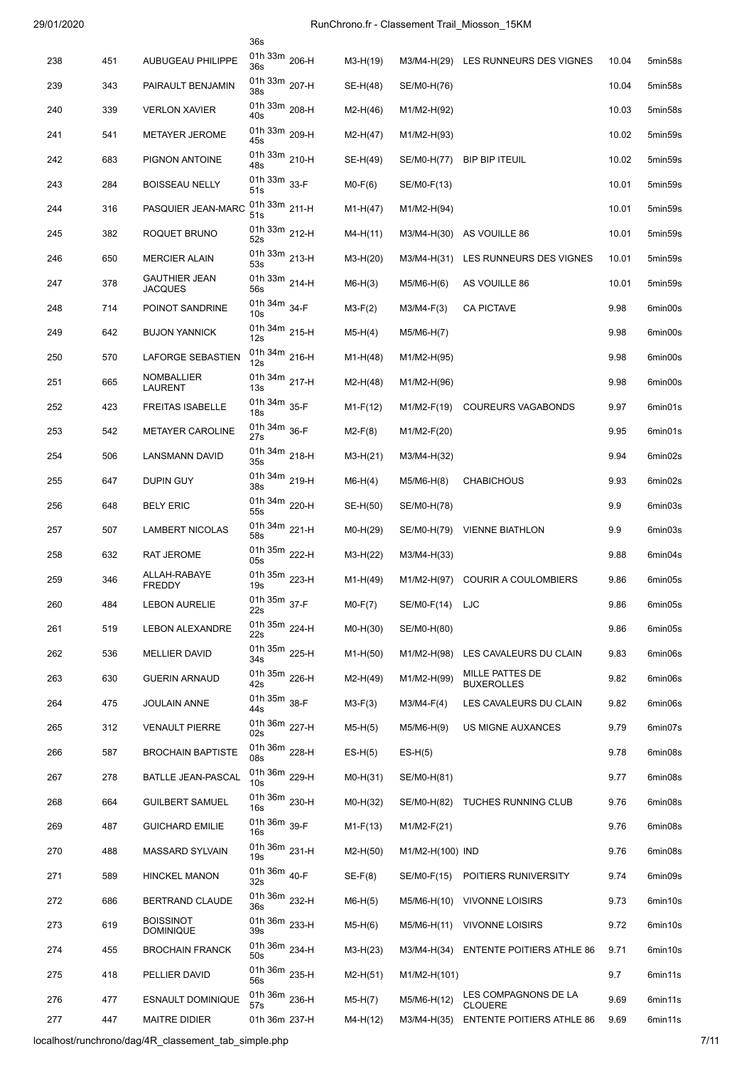| | | | 36s | | | | | | |
|---|---|---|---|---|---|---|---|---|---|
| 238 | 451 | AUBUGEAU PHILIPPE | 01h 33m 36s | 206-H | M3-H(19) | M3/M4-H(29) | LES RUNNEURS DES VIGNES | 10.04 | 5min58s |
| 239 | 343 | PAIRAULT BENJAMIN | 01h 33m 38s | 207-H | SE-H(48) | SE/M0-H(76) | | 10.04 | 5min58s |
| 240 | 339 | VERLON XAVIER | 01h 33m 40s | 208-H | M2-H(46) | M1/M2-H(92) | | 10.03 | 5min58s |
| 241 | 541 | METAYER JEROME | 01h 33m 45s | 209-H | M2-H(47) | M1/M2-H(93) | | 10.02 | 5min59s |
| 242 | 683 | PIGNON ANTOINE | 01h 33m 48s | 210-H | SE-H(49) | SE/M0-H(77) | BIP BIP ITEUIL | 10.02 | 5min59s |
| 243 | 284 | BOISSEAU NELLY | 01h 33m 51s | 33-F | M0-F(6) | SE/M0-F(13) | | 10.01 | 5min59s |
| 244 | 316 | PASQUIER JEAN-MARC | 01h 33m 51s | 211-H | M1-H(47) | M1/M2-H(94) | | 10.01 | 5min59s |
| 245 | 382 | ROQUET BRUNO | 01h 33m 52s | 212-H | M4-H(11) | M3/M4-H(30) | AS VOUILLE 86 | 10.01 | 5min59s |
| 246 | 650 | MERCIER ALAIN | 01h 33m 53s | 213-H | M3-H(20) | M3/M4-H(31) | LES RUNNEURS DES VIGNES | 10.01 | 5min59s |
| 247 | 378 | GAUTHIER JEAN JACQUES | 01h 33m 56s | 214-H | M6-H(3) | M5/M6-H(6) | AS VOUILLE 86 | 10.01 | 5min59s |
| 248 | 714 | POINOT SANDRINE | 01h 34m 10s | 34-F | M3-F(2) | M3/M4-F(3) | CA PICTAVE | 9.98 | 6min00s |
| 249 | 642 | BUJON YANNICK | 01h 34m 12s | 215-H | M5-H(4) | M5/M6-H(7) | | 9.98 | 6min00s |
| 250 | 570 | LAFORGE SEBASTIEN | 01h 34m 12s | 216-H | M1-H(48) | M1/M2-H(95) | | 9.98 | 6min00s |
| 251 | 665 | NOMBALLIER LAURENT | 01h 34m 13s | 217-H | M2-H(48) | M1/M2-H(96) | | 9.98 | 6min00s |
| 252 | 423 | FREITAS ISABELLE | 01h 34m 18s | 35-F | M1-F(12) | M1/M2-F(19) | COUREURS VAGABONDS | 9.97 | 6min01s |
| 253 | 542 | METAYER CAROLINE | 01h 34m 27s | 36-F | M2-F(8) | M1/M2-F(20) | | 9.95 | 6min01s |
| 254 | 506 | LANSMANN DAVID | 01h 34m 35s | 218-H | M3-H(21) | M3/M4-H(32) | | 9.94 | 6min02s |
| 255 | 647 | DUPIN GUY | 01h 34m 38s | 219-H | M6-H(4) | M5/M6-H(8) | CHABICHOUS | 9.93 | 6min02s |
| 256 | 648 | BELY ERIC | 01h 34m 55s | 220-H | SE-H(50) | SE/M0-H(78) | | 9.9 | 6min03s |
| 257 | 507 | LAMBERT NICOLAS | 01h 34m 58s | 221-H | M0-H(29) | SE/M0-H(79) | VIENNE BIATHLON | 9.9 | 6min03s |
| 258 | 632 | RAT JEROME | 01h 35m 05s | 222-H | M3-H(22) | M3/M4-H(33) | | 9.88 | 6min04s |
| 259 | 346 | ALLAH-RABAYE FREDDY | 01h 35m 19s | 223-H | M1-H(49) | M1/M2-H(97) | COURIR A COULOMBIERS | 9.86 | 6min05s |
| 260 | 484 | LEBON AURELIE | 01h 35m 22s | 37-F | M0-F(7) | SE/M0-F(14) | LJC | 9.86 | 6min05s |
| 261 | 519 | LEBON ALEXANDRE | 01h 35m 22s | 224-H | M0-H(30) | SE/M0-H(80) | | 9.86 | 6min05s |
| 262 | 536 | MELLIER DAVID | 01h 35m 34s | 225-H | M1-H(50) | M1/M2-H(98) | LES CAVALEURS DU CLAIN | 9.83 | 6min06s |
| 263 | 630 | GUERIN ARNAUD | 01h 35m 42s | 226-H | M2-H(49) | M1/M2-H(99) | MILLE PATTES DE BUXEROLLES | 9.82 | 6min06s |
| 264 | 475 | JOULAIN ANNE | 01h 35m 44s | 38-F | M3-F(3) | M3/M4-F(4) | LES CAVALEURS DU CLAIN | 9.82 | 6min06s |
| 265 | 312 | VENAULT PIERRE | 01h 36m 02s | 227-H | M5-H(5) | M5/M6-H(9) | US MIGNE AUXANCES | 9.79 | 6min07s |
| 266 | 587 | BROCHAIN BAPTISTE | 01h 36m 08s | 228-H | ES-H(5) | ES-H(5) | | 9.78 | 6min08s |
| 267 | 278 | BATLLE JEAN-PASCAL | 01h 36m 10s | 229-H | M0-H(31) | SE/M0-H(81) | | 9.77 | 6min08s |
| 268 | 664 | GUILBERT SAMUEL | 01h 36m 16s | 230-H | M0-H(32) | SE/M0-H(82) | TUCHES RUNNING CLUB | 9.76 | 6min08s |
| 269 | 487 | GUICHARD EMILIE | 01h 36m 16s | 39-F | M1-F(13) | M1/M2-F(21) | | 9.76 | 6min08s |
| 270 | 488 | MASSARD SYLVAIN | 01h 36m 19s | 231-H | M2-H(50) | M1/M2-H(100) | IND | 9.76 | 6min08s |
| 271 | 589 | HINCKEL MANON | 01h 36m 32s | 40-F | SE-F(8) | SE/M0-F(15) | POITIERS RUNIVERSITY | 9.74 | 6min09s |
| 272 | 686 | BERTRAND CLAUDE | 01h 36m 36s | 232-H | M6-H(5) | M5/M6-H(10) | VIVONNE LOISIRS | 9.73 | 6min10s |
| 273 | 619 | BOISSINOT DOMINIQUE | 01h 36m 39s | 233-H | M5-H(6) | M5/M6-H(11) | VIVONNE LOISIRS | 9.72 | 6min10s |
| 274 | 455 | BROCHAIN FRANCK | 01h 36m 50s | 234-H | M3-H(23) | M3/M4-H(34) | ENTENTE POITIERS ATHLE 86 | 9.71 | 6min10s |
| 275 | 418 | PELLIER DAVID | 01h 36m 56s | 235-H | M2-H(51) | M1/M2-H(101) | | 9.7 | 6min11s |
| 276 | 477 | ESNAULT DOMINIQUE | 01h 36m 57s | 236-H | M5-H(7) | M5/M6-H(12) | LES COMPAGNONS DE LA CLOUERE | 9.69 | 6min11s |
| 277 | 447 | MAITRE DIDIER | 01h 36m | 237-H | M4-H(12) | M3/M4-H(35) | ENTENTE POITIERS ATHLE 86 | 9.69 | 6min11s |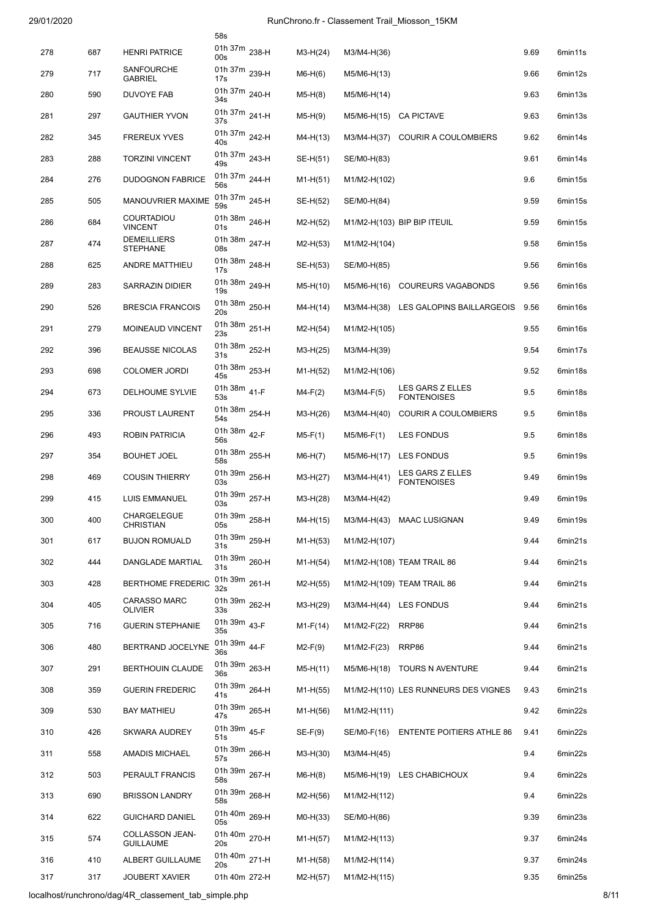| | | | 58s | | | | | | |
|---|---|---|---|---|---|---|---|---|---|
| 278 | 687 | HENRI PATRICE | 01h 37m 00s | 238-H | M3-H(24) | M3/M4-H(36) | | 9.69 | 6min11s |
| 279 | 717 | SANFOURCHE GABRIEL | 01h 37m 17s | 239-H | M6-H(6) | M5/M6-H(13) | | 9.66 | 6min12s |
| 280 | 590 | DUVOYE FAB | 01h 37m 34s | 240-H | M5-H(8) | M5/M6-H(14) | | 9.63 | 6min13s |
| 281 | 297 | GAUTHIER YVON | 01h 37m 37s | 241-H | M5-H(9) | M5/M6-H(15) | CA PICTAVE | 9.63 | 6min13s |
| 282 | 345 | FREREUX YVES | 01h 37m 40s | 242-H | M4-H(13) | M3/M4-H(37) | COURIR A COULOMBIERS | 9.62 | 6min14s |
| 283 | 288 | TORZINI VINCENT | 01h 37m 49s | 243-H | SE-H(51) | SE/M0-H(83) | | 9.61 | 6min14s |
| 284 | 276 | DUDOGNON FABRICE | 01h 37m 56s | 244-H | M1-H(51) | M1/M2-H(102) | | 9.6 | 6min15s |
| 285 | 505 | MANOUVRIER MAXIME | 01h 37m 59s | 245-H | SE-H(52) | SE/M0-H(84) | | 9.59 | 6min15s |
| 286 | 684 | COURTADIOU VINCENT | 01h 38m 01s | 246-H | M2-H(52) | M1/M2-H(103) | BIP BIP ITEUIL | 9.59 | 6min15s |
| 287 | 474 | DEMEILLIERS STEPHANE | 01h 38m 08s | 247-H | M2-H(53) | M1/M2-H(104) | | 9.58 | 6min15s |
| 288 | 625 | ANDRE MATTHIEU | 01h 38m 17s | 248-H | SE-H(53) | SE/M0-H(85) | | 9.56 | 6min16s |
| 289 | 283 | SARRAZIN DIDIER | 01h 38m 19s | 249-H | M5-H(10) | M5/M6-H(16) | COUREURS VAGABONDS | 9.56 | 6min16s |
| 290 | 526 | BRESCIA FRANCOIS | 01h 38m 20s | 250-H | M4-H(14) | M3/M4-H(38) | LES GALOPINS BAILLARGEOIS | 9.56 | 6min16s |
| 291 | 279 | MOINEAUD VINCENT | 01h 38m 23s | 251-H | M2-H(54) | M1/M2-H(105) | | 9.55 | 6min16s |
| 292 | 396 | BEAUSSE NICOLAS | 01h 38m 31s | 252-H | M3-H(25) | M3/M4-H(39) | | 9.54 | 6min17s |
| 293 | 698 | COLOMER JORDI | 01h 38m 45s | 253-H | M1-H(52) | M1/M2-H(106) | | 9.52 | 6min18s |
| 294 | 673 | DELHOUME SYLVIE | 01h 38m 53s | 41-F | M4-F(2) | M3/M4-F(5) | LES GARS Z ELLES FONTENOISES | 9.5 | 6min18s |
| 295 | 336 | PROUST LAURENT | 01h 38m 54s | 254-H | M3-H(26) | M3/M4-H(40) | COURIR A COULOMBIERS | 9.5 | 6min18s |
| 296 | 493 | ROBIN PATRICIA | 01h 38m 56s | 42-F | M5-F(1) | M5/M6-F(1) | LES FONDUS | 9.5 | 6min18s |
| 297 | 354 | BOUHET JOEL | 01h 38m 58s | 255-H | M6-H(7) | M5/M6-H(17) | LES FONDUS | 9.5 | 6min19s |
| 298 | 469 | COUSIN THIERRY | 01h 39m 03s | 256-H | M3-H(27) | M3/M4-H(41) | LES GARS Z ELLES FONTENOISES | 9.49 | 6min19s |
| 299 | 415 | LUIS EMMANUEL | 01h 39m 03s | 257-H | M3-H(28) | M3/M4-H(42) | | 9.49 | 6min19s |
| 300 | 400 | CHARGELEGUE CHRISTIAN | 01h 39m 05s | 258-H | M4-H(15) | M3/M4-H(43) | MAAC LUSIGNAN | 9.49 | 6min19s |
| 301 | 617 | BUJON ROMUALD | 01h 39m 31s | 259-H | M1-H(53) | M1/M2-H(107) | | 9.44 | 6min21s |
| 302 | 444 | DANGLADE MARTIAL | 01h 39m 31s | 260-H | M1-H(54) | M1/M2-H(108) | TEAM TRAIL 86 | 9.44 | 6min21s |
| 303 | 428 | BERTHOME FREDERIC | 01h 39m 32s | 261-H | M2-H(55) | M1/M2-H(109) | TEAM TRAIL 86 | 9.44 | 6min21s |
| 304 | 405 | CARASSO MARC OLIVIER | 01h 39m 33s | 262-H | M3-H(29) | M3/M4-H(44) | LES FONDUS | 9.44 | 6min21s |
| 305 | 716 | GUERIN STEPHANIE | 01h 39m 35s | 43-F | M1-F(14) | M1/M2-F(22) | RRP86 | 9.44 | 6min21s |
| 306 | 480 | BERTRAND JOCELYNE | 01h 39m 36s | 44-F | M2-F(9) | M1/M2-F(23) | RRP86 | 9.44 | 6min21s |
| 307 | 291 | BERTHOUIN CLAUDE | 01h 39m 36s | 263-H | M5-H(11) | M5/M6-H(18) | TOURS N AVENTURE | 9.44 | 6min21s |
| 308 | 359 | GUERIN FREDERIC | 01h 39m 41s | 264-H | M1-H(55) | M1/M2-H(110) | LES RUNNEURS DES VIGNES | 9.43 | 6min21s |
| 309 | 530 | BAY MATHIEU | 01h 39m 47s | 265-H | M1-H(56) | M1/M2-H(111) | | 9.42 | 6min22s |
| 310 | 426 | SKWARA AUDREY | 01h 39m 51s | 45-F | SE-F(9) | SE/M0-F(16) | ENTENTE POITIERS ATHLE 86 | 9.41 | 6min22s |
| 311 | 558 | AMADIS MICHAEL | 01h 39m 57s | 266-H | M3-H(30) | M3/M4-H(45) | | 9.4 | 6min22s |
| 312 | 503 | PERAULT FRANCIS | 01h 39m 58s | 267-H | M6-H(8) | M5/M6-H(19) | LES CHABICHOUX | 9.4 | 6min22s |
| 313 | 690 | BRISSON LANDRY | 01h 39m 58s | 268-H | M2-H(56) | M1/M2-H(112) | | 9.4 | 6min22s |
| 314 | 622 | GUICHARD DANIEL | 01h 40m 05s | 269-H | M0-H(33) | SE/M0-H(86) | | 9.39 | 6min23s |
| 315 | 574 | COLLASSON JEAN-GUILLAUME | 01h 40m 20s | 270-H | M1-H(57) | M1/M2-H(113) | | 9.37 | 6min24s |
| 316 | 410 | ALBERT GUILLAUME | 01h 40m 20s | 271-H | M1-H(58) | M1/M2-H(114) | | 9.37 | 6min24s |
| 317 | 317 | JOUBERT XAVIER | 01h 40m | 272-H | M2-H(57) | M1/M2-H(115) | | 9.35 | 6min25s |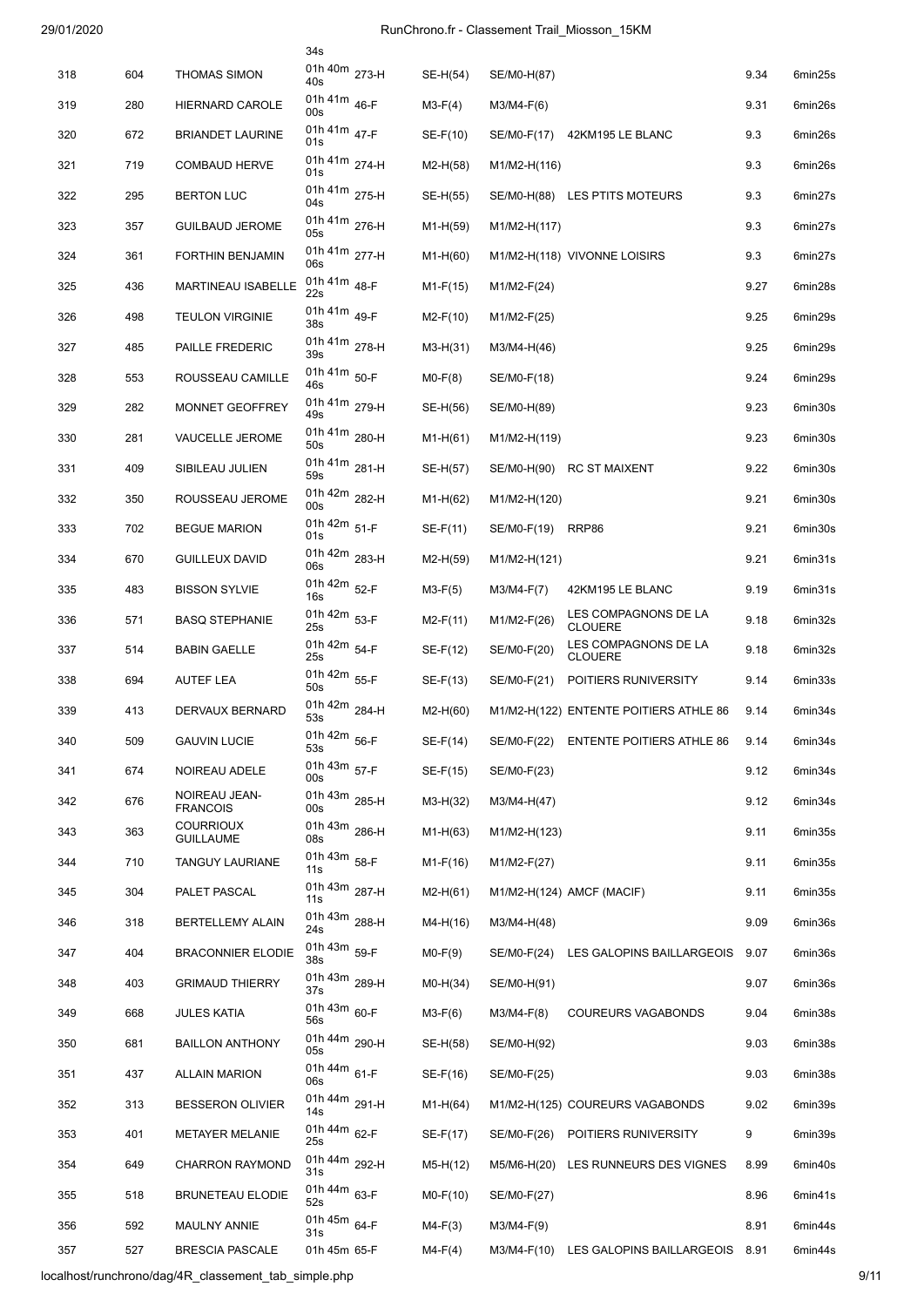| | | | 34s | | | | | |
|---|---|---|---|---|---|---|---|---|
| 318 | 604 | THOMAS SIMON | 01h 40m 40s 273-H | SE-H(54) | SE/M0-H(87) | | 9.34 | 6min25s |
| 319 | 280 | HIERNARD CAROLE | 01h 41m 00s 46-F | M3-F(4) | M3/M4-F(6) | | 9.31 | 6min26s |
| 320 | 672 | BRIANDET LAURINE | 01h 41m 01s 47-F | SE-F(10) | SE/M0-F(17) | 42KM195 LE BLANC | 9.3 | 6min26s |
| 321 | 719 | COMBAUD HERVE | 01h 41m 01s 274-H | M2-H(58) | M1/M2-H(116) | | 9.3 | 6min26s |
| 322 | 295 | BERTON LUC | 01h 41m 04s 275-H | SE-H(55) | SE/M0-H(88) | LES PTITS MOTEURS | 9.3 | 6min27s |
| 323 | 357 | GUILBAUD JEROME | 01h 41m 05s 276-H | M1-H(59) | M1/M2-H(117) | | 9.3 | 6min27s |
| 324 | 361 | FORTHIN BENJAMIN | 01h 41m 06s 277-H | M1-H(60) | M1/M2-H(118) | VIVONNE LOISIRS | 9.3 | 6min27s |
| 325 | 436 | MARTINEAU ISABELLE | 01h 41m 22s 48-F | M1-F(15) | M1/M2-F(24) | | 9.27 | 6min28s |
| 326 | 498 | TEULON VIRGINIE | 01h 41m 38s 49-F | M2-F(10) | M1/M2-F(25) | | 9.25 | 6min29s |
| 327 | 485 | PAILLE FREDERIC | 01h 41m 39s 278-H | M3-H(31) | M3/M4-H(46) | | 9.25 | 6min29s |
| 328 | 553 | ROUSSEAU CAMILLE | 01h 41m 46s 50-F | M0-F(8) | SE/M0-F(18) | | 9.24 | 6min29s |
| 329 | 282 | MONNET GEOFFREY | 01h 41m 49s 279-H | SE-H(56) | SE/M0-H(89) | | 9.23 | 6min30s |
| 330 | 281 | VAUCELLE JEROME | 01h 41m 50s 280-H | M1-H(61) | M1/M2-H(119) | | 9.23 | 6min30s |
| 331 | 409 | SIBILEAU JULIEN | 01h 41m 59s 281-H | SE-H(57) | SE/M0-H(90) | RC ST MAIXENT | 9.22 | 6min30s |
| 332 | 350 | ROUSSEAU JEROME | 01h 42m 00s 282-H | M1-H(62) | M1/M2-H(120) | | 9.21 | 6min30s |
| 333 | 702 | BEGUE MARION | 01h 42m 01s 51-F | SE-F(11) | SE/M0-F(19) | RRP86 | 9.21 | 6min30s |
| 334 | 670 | GUILLEUX DAVID | 01h 42m 06s 283-H | M2-H(59) | M1/M2-H(121) | | 9.21 | 6min31s |
| 335 | 483 | BISSON SYLVIE | 01h 42m 16s 52-F | M3-F(5) | M3/M4-F(7) | 42KM195 LE BLANC | 9.19 | 6min31s |
| 336 | 571 | BASQ STEPHANIE | 01h 42m 25s 53-F | M2-F(11) | M1/M2-F(26) | LES COMPAGNONS DE LA CLOUERE | 9.18 | 6min32s |
| 337 | 514 | BABIN GAELLE | 01h 42m 25s 54-F | SE-F(12) | SE/M0-F(20) | LES COMPAGNONS DE LA CLOUERE | 9.18 | 6min32s |
| 338 | 694 | AUTEF LEA | 01h 42m 50s 55-F | SE-F(13) | SE/M0-F(21) | POITIERS RUNIVERSITY | 9.14 | 6min33s |
| 339 | 413 | DERVAUX BERNARD | 01h 42m 53s 284-H | M2-H(60) | M1/M2-H(122) | ENTENTE POITIERS ATHLE 86 | 9.14 | 6min34s |
| 340 | 509 | GAUVIN LUCIE | 01h 42m 53s 56-F | SE-F(14) | SE/M0-F(22) | ENTENTE POITIERS ATHLE 86 | 9.14 | 6min34s |
| 341 | 674 | NOIREAU ADELE | 01h 43m 00s 57-F | SE-F(15) | SE/M0-F(23) | | 9.12 | 6min34s |
| 342 | 676 | NOIREAU JEAN-FRANCOIS | 01h 43m 00s 285-H | M3-H(32) | M3/M4-H(47) | | 9.12 | 6min34s |
| 343 | 363 | COURRIOUX GUILLAUME | 01h 43m 08s 286-H | M1-H(63) | M1/M2-H(123) | | 9.11 | 6min35s |
| 344 | 710 | TANGUY LAURIANE | 01h 43m 11s 58-F | M1-F(16) | M1/M2-F(27) | | 9.11 | 6min35s |
| 345 | 304 | PALET PASCAL | 01h 43m 11s 287-H | M2-H(61) | M1/M2-H(124) | AMCF (MACIF) | 9.11 | 6min35s |
| 346 | 318 | BERTELLEMY ALAIN | 01h 43m 24s 288-H | M4-H(16) | M3/M4-H(48) | | 9.09 | 6min36s |
| 347 | 404 | BRACONNIER ELODIE | 01h 43m 38s 59-F | M0-F(9) | SE/M0-F(24) | LES GALOPINS BAILLARGEOIS | 9.07 | 6min36s |
| 348 | 403 | GRIMAUD THIERRY | 01h 43m 37s 289-H | M0-H(34) | SE/M0-H(91) | | 9.07 | 6min36s |
| 349 | 668 | JULES KATIA | 01h 43m 56s 60-F | M3-F(6) | M3/M4-F(8) | COUREURS VAGABONDS | 9.04 | 6min38s |
| 350 | 681 | BAILLON ANTHONY | 01h 44m 05s 290-H | SE-H(58) | SE/M0-H(92) | | 9.03 | 6min38s |
| 351 | 437 | ALLAIN MARION | 01h 44m 06s 61-F | SE-F(16) | SE/M0-F(25) | | 9.03 | 6min38s |
| 352 | 313 | BESSERON OLIVIER | 01h 44m 14s 291-H | M1-H(64) | M1/M2-H(125) | COUREURS VAGABONDS | 9.02 | 6min39s |
| 353 | 401 | METAYER MELANIE | 01h 44m 25s 62-F | SE-F(17) | SE/M0-F(26) | POITIERS RUNIVERSITY | 9 | 6min39s |
| 354 | 649 | CHARRON RAYMOND | 01h 44m 31s 292-H | M5-H(12) | M5/M6-H(20) | LES RUNNEURS DES VIGNES | 8.99 | 6min40s |
| 355 | 518 | BRUNETEAU ELODIE | 01h 44m 52s 63-F | M0-F(10) | SE/M0-F(27) | | 8.96 | 6min41s |
| 356 | 592 | MAULNY ANNIE | 01h 45m 31s 64-F | M4-F(3) | M3/M4-F(9) | | 8.91 | 6min44s |
| 357 | 527 | BRESCIA PASCALE | 01h 45m 65-F | M4-F(4) | M3/M4-F(10) | LES GALOPINS BAILLARGEOIS | 8.91 | 6min44s |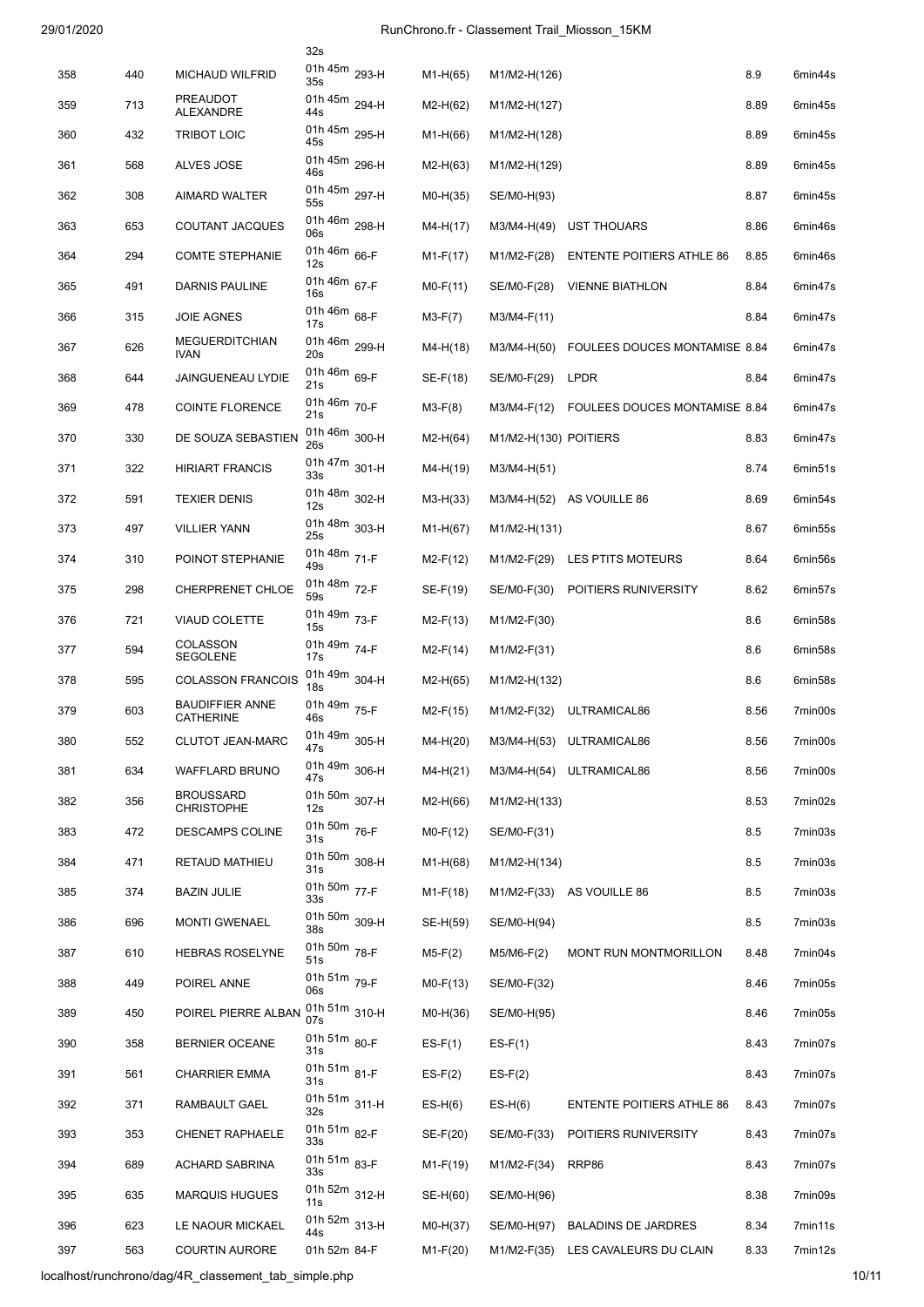| | | | 32s | | | | | |
|---|---|---|---|---|---|---|---|---|
| 358 | 440 | MICHAUD WILFRID | 01h 45m 35s 293-H | M1-H(65) | M1/M2-H(126) | | 8.9 | 6min44s |
| 359 | 713 | PREAUDOT ALEXANDRE | 01h 45m 44s 294-H | M2-H(62) | M1/M2-H(127) | | 8.89 | 6min45s |
| 360 | 432 | TRIBOT LOIC | 01h 45m 45s 295-H | M1-H(66) | M1/M2-H(128) | | 8.89 | 6min45s |
| 361 | 568 | ALVES JOSE | 01h 45m 46s 296-H | M2-H(63) | M1/M2-H(129) | | 8.89 | 6min45s |
| 362 | 308 | AIMARD WALTER | 01h 45m 55s 297-H | M0-H(35) | SE/M0-H(93) | | 8.87 | 6min45s |
| 363 | 653 | COUTANT JACQUES | 01h 46m 06s 298-H | M4-H(17) | M3/M4-H(49) | UST THOUARS | 8.86 | 6min46s |
| 364 | 294 | COMTE STEPHANIE | 01h 46m 12s 66-F | M1-F(17) | M1/M2-F(28) | ENTENTE POITIERS ATHLE 86 | 8.85 | 6min46s |
| 365 | 491 | DARNIS PAULINE | 01h 46m 16s 67-F | M0-F(11) | SE/M0-F(28) | VIENNE BIATHLON | 8.84 | 6min47s |
| 366 | 315 | JOIE AGNES | 01h 46m 17s 68-F | M3-F(7) | M3/M4-F(11) | | 8.84 | 6min47s |
| 367 | 626 | MEGUERDITCHIAN IVAN | 01h 46m 20s 299-H | M4-H(18) | M3/M4-H(50) | FOULEES DOUCES MONTAMISE | 8.84 | 6min47s |
| 368 | 644 | JAINGUENEAU LYDIE | 01h 46m 21s 69-F | SE-F(18) | SE/M0-F(29) | LPDR | 8.84 | 6min47s |
| 369 | 478 | COINTE FLORENCE | 01h 46m 21s 70-F | M3-F(8) | M3/M4-F(12) | FOULEES DOUCES MONTAMISE | 8.84 | 6min47s |
| 370 | 330 | DE SOUZA SEBASTIEN | 01h 46m 26s 300-H | M2-H(64) | M1/M2-H(130) | POITIERS | 8.83 | 6min47s |
| 371 | 322 | HIRIART FRANCIS | 01h 47m 33s 301-H | M4-H(19) | M3/M4-H(51) | | 8.74 | 6min51s |
| 372 | 591 | TEXIER DENIS | 01h 48m 12s 302-H | M3-H(33) | M3/M4-H(52) | AS VOUILLE 86 | 8.69 | 6min54s |
| 373 | 497 | VILLIER YANN | 01h 48m 25s 303-H | M1-H(67) | M1/M2-H(131) | | 8.67 | 6min55s |
| 374 | 310 | POINOT STEPHANIE | 01h 48m 49s 71-F | M2-F(12) | M1/M2-F(29) | LES PTITS MOTEURS | 8.64 | 6min56s |
| 375 | 298 | CHERPRENET CHLOE | 01h 48m 59s 72-F | SE-F(19) | SE/M0-F(30) | POITIERS RUNIVERSITY | 8.62 | 6min57s |
| 376 | 721 | VIAUD COLETTE | 01h 49m 15s 73-F | M2-F(13) | M1/M2-F(30) | | 8.6 | 6min58s |
| 377 | 594 | COLASSON SEGOLENE | 01h 49m 17s 74-F | M2-F(14) | M1/M2-F(31) | | 8.6 | 6min58s |
| 378 | 595 | COLASSON FRANCOIS | 01h 49m 18s 304-H | M2-H(65) | M1/M2-H(132) | | 8.6 | 6min58s |
| 379 | 603 | BAUDIFFIER ANNE CATHERINE | 01h 49m 46s 75-F | M2-F(15) | M1/M2-F(32) | ULTRAMICAL86 | 8.56 | 7min00s |
| 380 | 552 | CLUTOT JEAN-MARC | 01h 49m 47s 305-H | M4-H(20) | M3/M4-H(53) | ULTRAMICAL86 | 8.56 | 7min00s |
| 381 | 634 | WAFFLARD BRUNO | 01h 49m 47s 306-H | M4-H(21) | M3/M4-H(54) | ULTRAMICAL86 | 8.56 | 7min00s |
| 382 | 356 | BROUSSARD CHRISTOPHE | 01h 50m 12s 307-H | M2-H(66) | M1/M2-H(133) | | 8.53 | 7min02s |
| 383 | 472 | DESCAMPS COLINE | 01h 50m 31s 76-F | M0-F(12) | SE/M0-F(31) | | 8.5 | 7min03s |
| 384 | 471 | RETAUD MATHIEU | 01h 50m 31s 308-H | M1-H(68) | M1/M2-H(134) | | 8.5 | 7min03s |
| 385 | 374 | BAZIN JULIE | 01h 50m 33s 77-F | M1-F(18) | M1/M2-F(33) | AS VOUILLE 86 | 8.5 | 7min03s |
| 386 | 696 | MONTI GWENAEL | 01h 50m 38s 309-H | SE-H(59) | SE/M0-H(94) | | 8.5 | 7min03s |
| 387 | 610 | HEBRAS ROSELYNE | 01h 50m 51s 78-F | M5-F(2) | M5/M6-F(2) | MONT RUN MONTMORILLON | 8.48 | 7min04s |
| 388 | 449 | POIREL ANNE | 01h 51m 06s 79-F | M0-F(13) | SE/M0-F(32) | | 8.46 | 7min05s |
| 389 | 450 | POIREL PIERRE ALBAN | 01h 51m 07s 310-H | M0-H(36) | SE/M0-H(95) | | 8.46 | 7min05s |
| 390 | 358 | BERNIER OCEANE | 01h 51m 31s 80-F | ES-F(1) | ES-F(1) | | 8.43 | 7min07s |
| 391 | 561 | CHARRIER EMMA | 01h 51m 31s 81-F | ES-F(2) | ES-F(2) | | 8.43 | 7min07s |
| 392 | 371 | RAMBAULT GAEL | 01h 51m 32s 311-H | ES-H(6) | ES-H(6) | ENTENTE POITIERS ATHLE 86 | 8.43 | 7min07s |
| 393 | 353 | CHENET RAPHAELE | 01h 51m 33s 82-F | SE-F(20) | SE/M0-F(33) | POITIERS RUNIVERSITY | 8.43 | 7min07s |
| 394 | 689 | ACHARD SABRINA | 01h 51m 33s 83-F | M1-F(19) | M1/M2-F(34) | RRP86 | 8.43 | 7min07s |
| 395 | 635 | MARQUIS HUGUES | 01h 52m 11s 312-H | SE-H(60) | SE/M0-H(96) | | 8.38 | 7min09s |
| 396 | 623 | LE NAOUR MICKAEL | 01h 52m 44s 313-H | M0-H(37) | SE/M0-H(97) | BALADINS DE JARDRES | 8.34 | 7min11s |
| 397 | 563 | COURTIN AURORE | 01h 52m 84-F | M1-F(20) | M1/M2-F(35) | LES CAVALEURS DU CLAIN | 8.33 | 7min12s |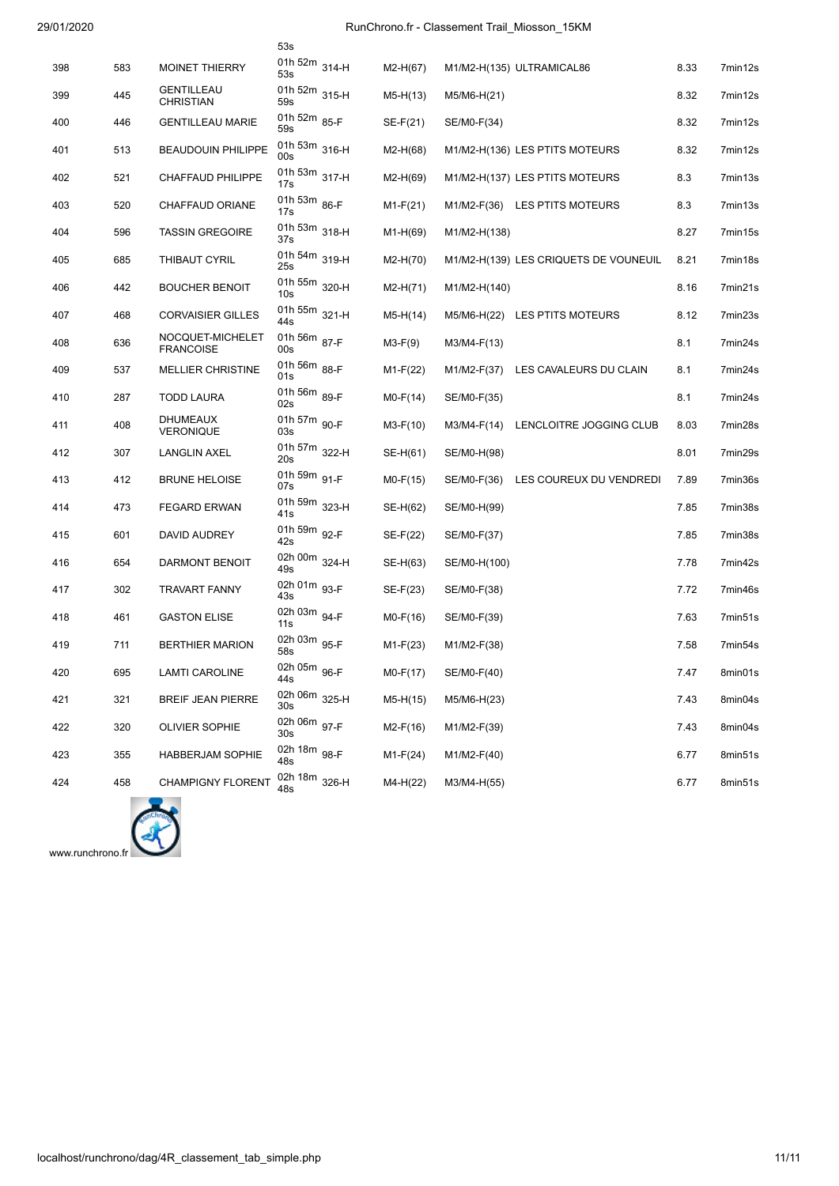| | | | | | | | | | |
|---|---|---|---|---|---|---|---|---|---|
| | | | 53s | | | | | | |
| 398 | 583 | MOINET THIERRY | 01h 52m 53s | 314-H | M2-H(67) | M1/M2-H(135) | ULTRAMICAL86 | 8.33 | 7min12s |
| 399 | 445 | GENTILLEAU CHRISTIAN | 01h 52m 59s | 315-H | M5-H(13) | M5/M6-H(21) | | 8.32 | 7min12s |
| 400 | 446 | GENTILLEAU MARIE | 01h 52m 59s | 85-F | SE-F(21) | SE/M0-F(34) | | 8.32 | 7min12s |
| 401 | 513 | BEAUDOUIN PHILIPPE | 01h 53m 00s | 316-H | M2-H(68) | M1/M2-H(136) | LES PTITS MOTEURS | 8.32 | 7min12s |
| 402 | 521 | CHAFFAUD PHILIPPE | 01h 53m 17s | 317-H | M2-H(69) | M1/M2-H(137) | LES PTITS MOTEURS | 8.3 | 7min13s |
| 403 | 520 | CHAFFAUD ORIANE | 01h 53m 17s | 86-F | M1-F(21) | M1/M2-F(36) | LES PTITS MOTEURS | 8.3 | 7min13s |
| 404 | 596 | TASSIN GREGOIRE | 01h 53m 37s | 318-H | M1-H(69) | M1/M2-H(138) | | 8.27 | 7min15s |
| 405 | 685 | THIBAUT CYRIL | 01h 54m 25s | 319-H | M2-H(70) | M1/M2-H(139) | LES CRIQUETS DE VOUNEUIL | 8.21 | 7min18s |
| 406 | 442 | BOUCHER BENOIT | 01h 55m 10s | 320-H | M2-H(71) | M1/M2-H(140) | | 8.16 | 7min21s |
| 407 | 468 | CORVAISIER GILLES | 01h 55m 44s | 321-H | M5-H(14) | M5/M6-H(22) | LES PTITS MOTEURS | 8.12 | 7min23s |
| 408 | 636 | NOCQUET-MICHELET FRANCOISE | 01h 56m 00s | 87-F | M3-F(9) | M3/M4-F(13) | | 8.1 | 7min24s |
| 409 | 537 | MELLIER CHRISTINE | 01h 56m 01s | 88-F | M1-F(22) | M1/M2-F(37) | LES CAVALEURS DU CLAIN | 8.1 | 7min24s |
| 410 | 287 | TODD LAURA | 01h 56m 02s | 89-F | M0-F(14) | SE/M0-F(35) | | 8.1 | 7min24s |
| 411 | 408 | DHUMEAUX VERONIQUE | 01h 57m 03s | 90-F | M3-F(10) | M3/M4-F(14) | LENCLOITRE JOGGING CLUB | 8.03 | 7min28s |
| 412 | 307 | LANGLIN AXEL | 01h 57m 20s | 322-H | SE-H(61) | SE/M0-H(98) | | 8.01 | 7min29s |
| 413 | 412 | BRUNE HELOISE | 01h 59m 07s | 91-F | M0-F(15) | SE/M0-F(36) | LES COUREUX DU VENDREDI | 7.89 | 7min36s |
| 414 | 473 | FEGARD ERWAN | 01h 59m 41s | 323-H | SE-H(62) | SE/M0-H(99) | | 7.85 | 7min38s |
| 415 | 601 | DAVID AUDREY | 01h 59m 42s | 92-F | SE-F(22) | SE/M0-F(37) | | 7.85 | 7min38s |
| 416 | 654 | DARMONT BENOIT | 02h 00m 49s | 324-H | SE-H(63) | SE/M0-H(100) | | 7.78 | 7min42s |
| 417 | 302 | TRAVART FANNY | 02h 01m 43s | 93-F | SE-F(23) | SE/M0-F(38) | | 7.72 | 7min46s |
| 418 | 461 | GASTON ELISE | 02h 03m 11s | 94-F | M0-F(16) | SE/M0-F(39) | | 7.63 | 7min51s |
| 419 | 711 | BERTHIER MARION | 02h 03m 58s | 95-F | M1-F(23) | M1/M2-F(38) | | 7.58 | 7min54s |
| 420 | 695 | LAMTI CAROLINE | 02h 05m 44s | 96-F | M0-F(17) | SE/M0-F(40) | | 7.47 | 8min01s |
| 421 | 321 | BREIF JEAN PIERRE | 02h 06m 30s | 325-H | M5-H(15) | M5/M6-H(23) | | 7.43 | 8min04s |
| 422 | 320 | OLIVIER SOPHIE | 02h 06m 30s | 97-F | M2-F(16) | M1/M2-F(39) | | 7.43 | 8min04s |
| 423 | 355 | HABBERJAM SOPHIE | 02h 18m 48s | 98-F | M1-F(24) | M1/M2-F(40) | | 6.77 | 8min51s |
| 424 | 458 | CHAMPIGNY FLORENT | 02h 18m 48s | 326-H | M4-H(22) | M3/M4-H(55) | | 6.77 | 8min51s |

www.runchrono.fr